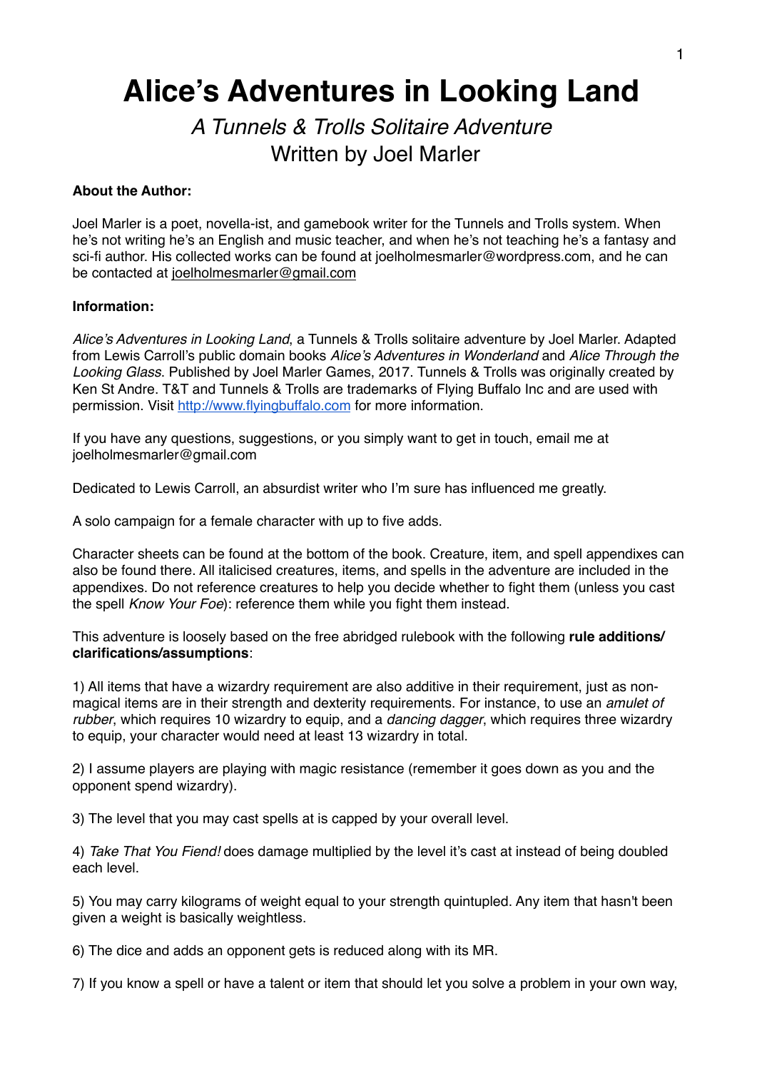# Alice's Adventures in Looking Land

## *A Tunnels & Trolls Solitaire Adventure*

## Written by Joel Marler

**About the Author:**

Joel Marler is a poet, novella-ist, and gamebook writer for the Tunnels and Trolls system. When he's not writing he's an English and music teacher, and when he's not teaching he's a fantasy and sci-fi author. His collected works can be found at joelholmesmarler@wordpress.com, and he can be contacted at joelholmesmarler@gmail.com

**Information:**

*Alice's Adventures in Looking Land*, a Tunnels & Trolls solitaire adventure by Joel Marler. Adapted from Lewis Carroll's public domain books *Alice's Adventures in Wonderland* and *Alice Through the Looking Glass*. Published by Joel Marler Games, 2017. Tunnels & Trolls was originally created by Ken St Andre. T&T and Tunnels & Trolls are trademarks of Flying Buffalo Inc and are used with permission. Visit http://www.flyingbuffalo.com for more information.

If you have any questions, suggestions, or you simply want to get in touch, email me at joelholmesmarler@gmail.com

Dedicated to Lewis Carroll, an absurdist writer who I'm sure has influenced me greatly.

A solo campaign for a female character with up to five adds.

Character sheets can be found at the bottom of the book. Creature, item, and spell appendixes can also be found there. All italicised creatures, items, and spells in the adventure are included in the appendixes. Do not reference creatures to help you decide whether to fight them (unless you cast the spell *Know Your Foe*): reference them while you fight them instead.

This adventure is loosely based on the free abridged rulebook with the following **rule additions/ clarifications/assumptions**:

1) All items that have a wizardry requirement are also additive in their requirement, just as non-magical items are in their strength and dexterity requirements. For instance, to use an *amulet of rubber*, which requires 10 wizardry to equip, and a *dancing dagger*, which requires three wizardry to equip, your character would need at least 13 wizardry in total.

2) I assume players are playing with magic resistance (remember it goes down as you and the opponent spend wizardry).

3) The level that you may cast spells at is capped by your overall level.

4) *Take That You Fiend!* does damage multiplied by the level it's cast at instead of being doubled each level.

5) You may carry kilograms of weight equal to your strength quintupled. Any item that hasn't been given a weight is basically weightless.

6) The dice and adds an opponent gets is reduced along with its MR.

7) If you know a spell or have a talent or item that should let you solve a problem in your own way,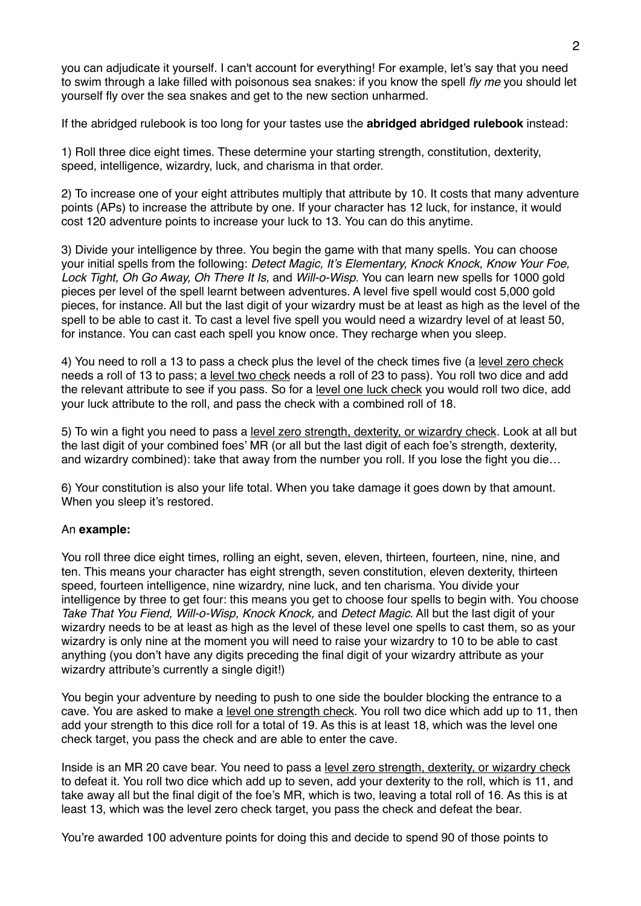you can adjudicate it yourself. I can't account for everything! For example, let's say that you need to swim through a lake filled with poisonous sea snakes: if you know the spell *fly me* you should let yourself fly over the sea snakes and get to the new section unharmed.

If the abridged rulebook is too long for your tastes use the **abridged abridged rulebook** instead:

1) Roll three dice eight times. These determine your starting strength, constitution, dexterity, speed, intelligence, wizardry, luck, and charisma in that order.

2) To increase one of your eight attributes multiply that attribute by 10. It costs that many adventure points (APs) to increase the attribute by one. If your character has 12 luck, for instance, it would cost 120 adventure points to increase your luck to 13. You can do this anytime.

3) Divide your intelligence by three. You begin the game with that many spells. You can choose your initial spells from the following: *Detect Magic, It's Elementary, Knock Knock, Know Your Foe, Lock Tight, Oh Go Away, Oh There It Is,* and *Will-o-Wisp*. You can learn new spells for 1000 gold pieces per level of the spell learnt between adventures. A level five spell would cost 5,000 gold pieces, for instance. All but the last digit of your wizardry must be at least as high as the level of the spell to be able to cast it. To cast a level five spell you would need a wizardry level of at least 50, for instance. You can cast each spell you know once. They recharge when you sleep.

4) You need to roll a 13 to pass a check plus the level of the check times five (a level zero check needs a roll of 13 to pass; a level two check needs a roll of 23 to pass). You roll two dice and add the relevant attribute to see if you pass. So for a level one luck check you would roll two dice, add your luck attribute to the roll, and pass the check with a combined roll of 18.

5) To win a fight you need to pass a level zero strength, dexterity, or wizardry check. Look at all but the last digit of your combined foes' MR (or all but the last digit of each foe's strength, dexterity, and wizardry combined): take that away from the number you roll. If you lose the fight you die…

6) Your constitution is also your life total. When you take damage it goes down by that amount. When you sleep it's restored.

An **example:**

You roll three dice eight times, rolling an eight, seven, eleven, thirteen, fourteen, nine, nine, and ten. This means your character has eight strength, seven constitution, eleven dexterity, thirteen speed, fourteen intelligence, nine wizardry, nine luck, and ten charisma. You divide your intelligence by three to get four: this means you get to choose four spells to begin with. You choose *Take That You Fiend, Will-o-Wisp, Knock Knock,* and *Detect Magic*. All but the last digit of your wizardry needs to be at least as high as the level of these level one spells to cast them, so as your wizardry is only nine at the moment you will need to raise your wizardry to 10 to be able to cast anything (you don't have any digits preceding the final digit of your wizardry attribute as your wizardry attribute's currently a single digit!)

You begin your adventure by needing to push to one side the boulder blocking the entrance to a cave. You are asked to make a level one strength check. You roll two dice which add up to 11, then add your strength to this dice roll for a total of 19. As this is at least 18, which was the level one check target, you pass the check and are able to enter the cave.

Inside is an MR 20 cave bear. You need to pass a level zero strength, dexterity, or wizardry check to defeat it. You roll two dice which add up to seven, add your dexterity to the roll, which is 11, and take away all but the final digit of the foe's MR, which is two, leaving a total roll of 16. As this is at least 13, which was the level zero check target, you pass the check and defeat the bear.

You're awarded 100 adventure points for doing this and decide to spend 90 of those points to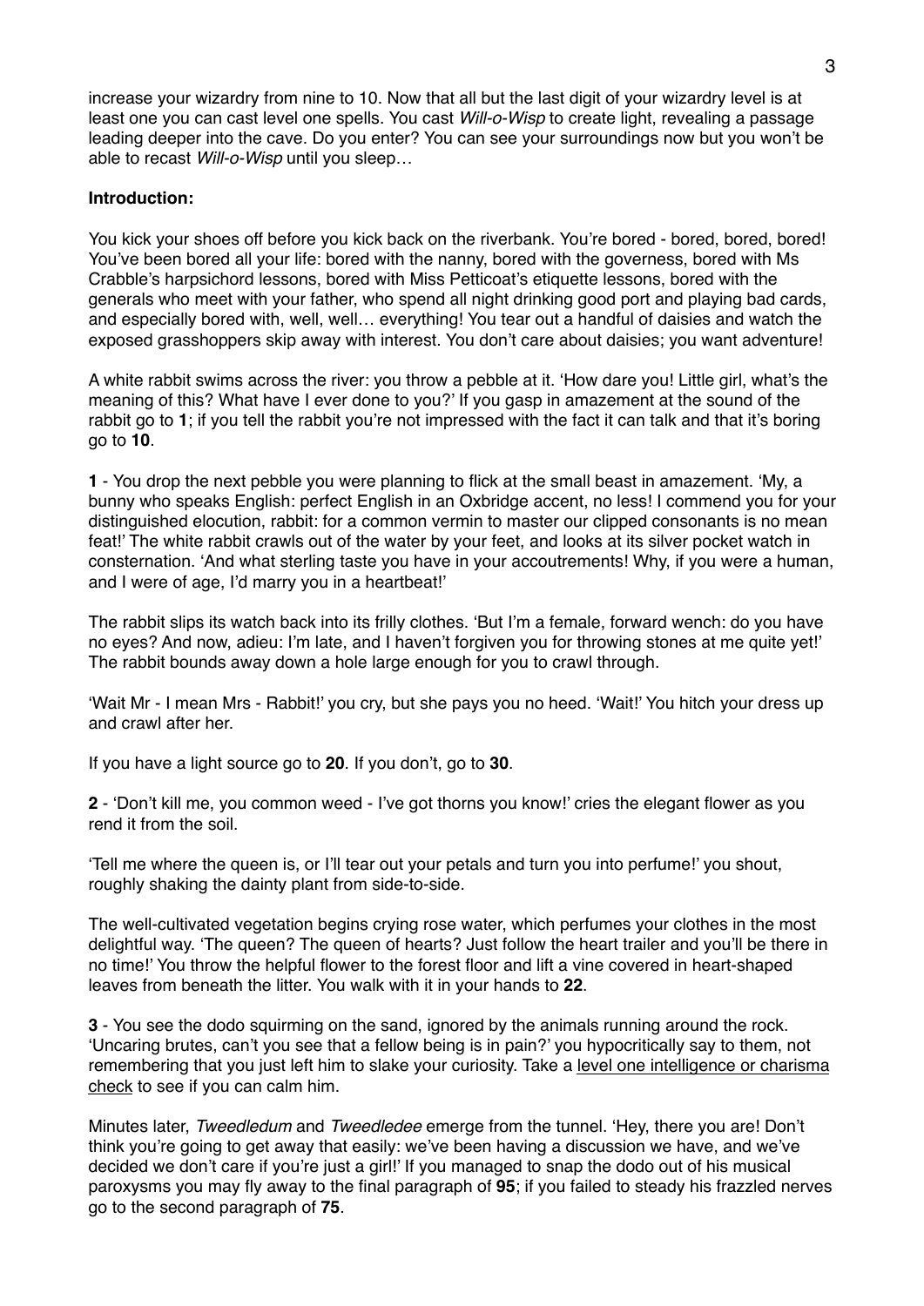increase your wizardry from nine to 10. Now that all but the last digit of your wizardry level is at least one you can cast level one spells. You cast *Will-o-Wisp* to create light, revealing a passage leading deeper into the cave. Do you enter? You can see your surroundings now but you won't be able to recast *Will-o-Wisp* until you sleep…

**Introduction:**

You kick your shoes off before you kick back on the riverbank. You're bored - bored, bored, bored! You've been bored all your life: bored with the nanny, bored with the governess, bored with Ms Crabble's harpsichord lessons, bored with Miss Petticoat's etiquette lessons, bored with the generals who meet with your father, who spend all night drinking good port and playing bad cards, and especially bored with, well, well… everything! You tear out a handful of daisies and watch the exposed grasshoppers skip away with interest. You don't care about daisies; you want adventure!

A white rabbit swims across the river: you throw a pebble at it. 'How dare you! Little girl, what's the meaning of this? What have I ever done to you?' If you gasp in amazement at the sound of the rabbit go to **1**; if you tell the rabbit you're not impressed with the fact it can talk and that it's boring go to **10**.

**1** - You drop the next pebble you were planning to flick at the small beast in amazement. 'My, a bunny who speaks English: perfect English in an Oxbridge accent, no less! I commend you for your distinguished elocution, rabbit: for a common vermin to master our clipped consonants is no mean feat!' The white rabbit crawls out of the water by your feet, and looks at its silver pocket watch in consternation. 'And what sterling taste you have in your accoutrements! Why, if you were a human, and I were of age, I'd marry you in a heartbeat!'

The rabbit slips its watch back into its frilly clothes. 'But I'm a female, forward wench: do you have no eyes? And now, adieu: I'm late, and I haven't forgiven you for throwing stones at me quite yet!' The rabbit bounds away down a hole large enough for you to crawl through.

'Wait Mr - I mean Mrs - Rabbit!' you cry, but she pays you no heed. 'Wait!' You hitch your dress up and crawl after her.

If you have a light source go to **20**. If you don't, go to **30**.

**2** - 'Don't kill me, you common weed - I've got thorns you know!' cries the elegant flower as you rend it from the soil.

'Tell me where the queen is, or I'll tear out your petals and turn you into perfume!' you shout, roughly shaking the dainty plant from side-to-side.

The well-cultivated vegetation begins crying rose water, which perfumes your clothes in the most delightful way. 'The queen? The queen of hearts? Just follow the heart trailer and you'll be there in no time!' You throw the helpful flower to the forest floor and lift a vine covered in heart-shaped leaves from beneath the litter. You walk with it in your hands to **22**.

**3** - You see the dodo squirming on the sand, ignored by the animals running around the rock. 'Uncaring brutes, can't you see that a fellow being is in pain?' you hypocritically say to them, not remembering that you just left him to slake your curiosity. Take a <u>level one intelligence or charisma check</u> to see if you can calm him.

Minutes later, *Tweedledum* and *Tweedledee* emerge from the tunnel. 'Hey, there you are! Don't think you're going to get away that easily: we've been having a discussion we have, and we've decided we don't care if you're just a girl!' If you managed to snap the dodo out of his musical paroxysms you may fly away to the final paragraph of **95**; if you failed to steady his frazzled nerves go to the second paragraph of **75**.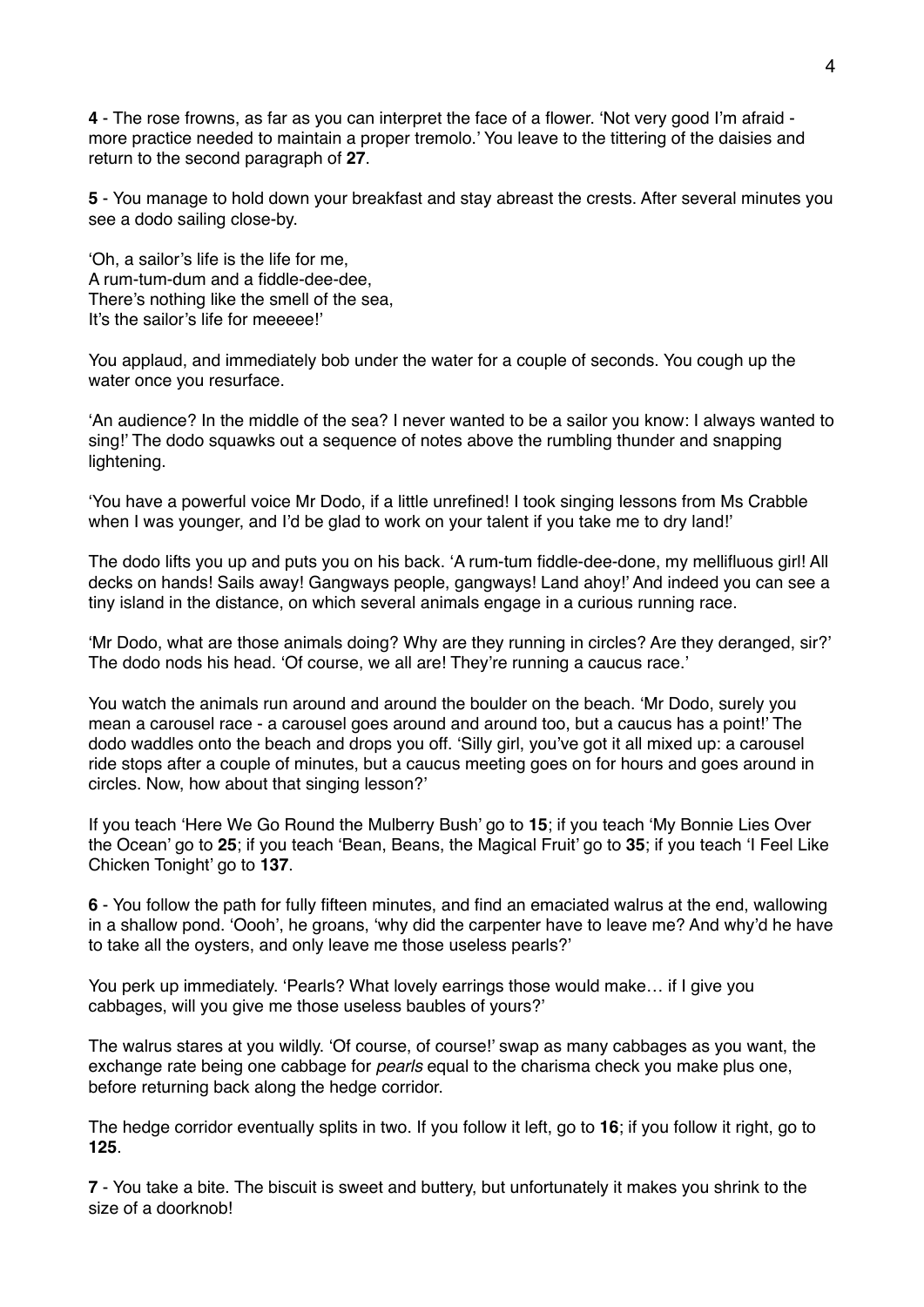**4** - The rose frowns, as far as you can interpret the face of a flower. 'Not very good I'm afraid - more practice needed to maintain a proper tremolo.' You leave to the tittering of the daisies and return to the second paragraph of **27**.

**5** - You manage to hold down your breakfast and stay abreast the crests. After several minutes you see a dodo sailing close-by.

'Oh, a sailor's life is the life for me,
A rum-tum-dum and a fiddle-dee-dee,
There's nothing like the smell of the sea,
It's the sailor's life for meeeee!'

You applaud, and immediately bob under the water for a couple of seconds. You cough up the water once you resurface.

'An audience? In the middle of the sea? I never wanted to be a sailor you know: I always wanted to sing!' The dodo squawks out a sequence of notes above the rumbling thunder and snapping lightening.

'You have a powerful voice Mr Dodo, if a little unrefined! I took singing lessons from Ms Crabble when I was younger, and I'd be glad to work on your talent if you take me to dry land!'

The dodo lifts you up and puts you on his back. 'A rum-tum fiddle-dee-done, my mellifluous girl! All decks on hands! Sails away! Gangways people, gangways! Land ahoy!' And indeed you can see a tiny island in the distance, on which several animals engage in a curious running race.

'Mr Dodo, what are those animals doing? Why are they running in circles? Are they deranged, sir?' The dodo nods his head. 'Of course, we all are! They're running a caucus race.'

You watch the animals run around and around the boulder on the beach. 'Mr Dodo, surely you mean a carousel race - a carousel goes around and around too, but a caucus has a point!' The dodo waddles onto the beach and drops you off. 'Silly girl, you've got it all mixed up: a carousel ride stops after a couple of minutes, but a caucus meeting goes on for hours and goes around in circles. Now, how about that singing lesson?'

If you teach 'Here We Go Round the Mulberry Bush' go to **15**; if you teach 'My Bonnie Lies Over the Ocean' go to **25**; if you teach 'Bean, Beans, the Magical Fruit' go to **35**; if you teach 'I Feel Like Chicken Tonight' go to **137**.

**6** - You follow the path for fully fifteen minutes, and find an emaciated walrus at the end, wallowing in a shallow pond. 'Oooh', he groans, 'why did the carpenter have to leave me? And why'd he have to take all the oysters, and only leave me those useless pearls?'

You perk up immediately. 'Pearls? What lovely earrings those would make… if I give you cabbages, will you give me those useless baubles of yours?'

The walrus stares at you wildly. 'Of course, of course!' swap as many cabbages as you want, the exchange rate being one cabbage for *pearls* equal to the charisma check you make plus one, before returning back along the hedge corridor.

The hedge corridor eventually splits in two. If you follow it left, go to **16**; if you follow it right, go to **125**.

**7** - You take a bite. The biscuit is sweet and buttery, but unfortunately it makes you shrink to the size of a doorknob!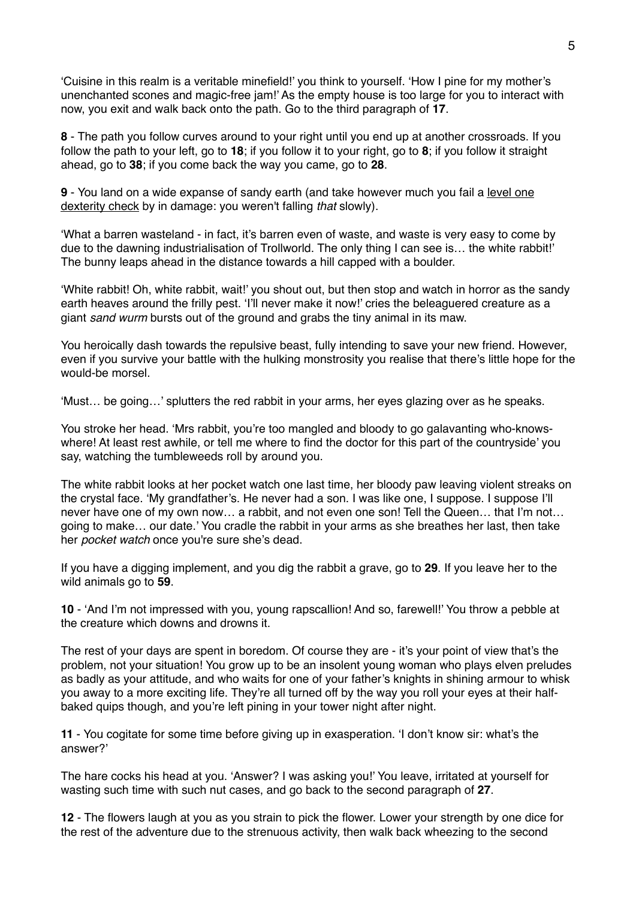'Cuisine in this realm is a veritable minefield!' you think to yourself. 'How I pine for my mother's unenchanted scones and magic-free jam!' As the empty house is too large for you to interact with now, you exit and walk back onto the path. Go to the third paragraph of **17**.

**8** - The path you follow curves around to your right until you end up at another crossroads. If you follow the path to your left, go to **18**; if you follow it to your right, go to **8**; if you follow it straight ahead, go to **38**; if you come back the way you came, go to **28**.

**9** - You land on a wide expanse of sandy earth (and take however much you fail a level one dexterity check by in damage: you weren't falling *that* slowly).

'What a barren wasteland - in fact, it's barren even of waste, and waste is very easy to come by due to the dawning industrialisation of Trollworld. The only thing I can see is… the white rabbit!' The bunny leaps ahead in the distance towards a hill capped with a boulder.

'White rabbit! Oh, white rabbit, wait!' you shout out, but then stop and watch in horror as the sandy earth heaves around the frilly pest. 'I'll never make it now!' cries the beleaguered creature as a giant *sand wurm* bursts out of the ground and grabs the tiny animal in its maw.

You heroically dash towards the repulsive beast, fully intending to save your new friend. However, even if you survive your battle with the hulking monstrosity you realise that there's little hope for the would-be morsel.

'Must… be going…' splutters the red rabbit in your arms, her eyes glazing over as he speaks.

You stroke her head. 'Mrs rabbit, you're too mangled and bloody to go galavanting who-knows-where! At least rest awhile, or tell me where to find the doctor for this part of the countryside' you say, watching the tumbleweeds roll by around you.

The white rabbit looks at her pocket watch one last time, her bloody paw leaving violent streaks on the crystal face. 'My grandfather's. He never had a son. I was like one, I suppose. I suppose I'll never have one of my own now… a rabbit, and not even one son! Tell the Queen… that I'm not… going to make… our date.' You cradle the rabbit in your arms as she breathes her last, then take her *pocket watch* once you're sure she's dead.

If you have a digging implement, and you dig the rabbit a grave, go to **29**. If you leave her to the wild animals go to **59**.

**10** - 'And I'm not impressed with you, young rapscallion! And so, farewell!' You throw a pebble at the creature which downs and drowns it.

The rest of your days are spent in boredom. Of course they are - it's your point of view that's the problem, not your situation! You grow up to be an insolent young woman who plays elven preludes as badly as your attitude, and who waits for one of your father's knights in shining armour to whisk you away to a more exciting life. They're all turned off by the way you roll your eyes at their half-baked quips though, and you're left pining in your tower night after night.

**11** - You cogitate for some time before giving up in exasperation. 'I don't know sir: what's the answer?'

The hare cocks his head at you. 'Answer? I was asking you!' You leave, irritated at yourself for wasting such time with such nut cases, and go back to the second paragraph of **27**.

**12** - The flowers laugh at you as you strain to pick the flower. Lower your strength by one dice for the rest of the adventure due to the strenuous activity, then walk back wheezing to the second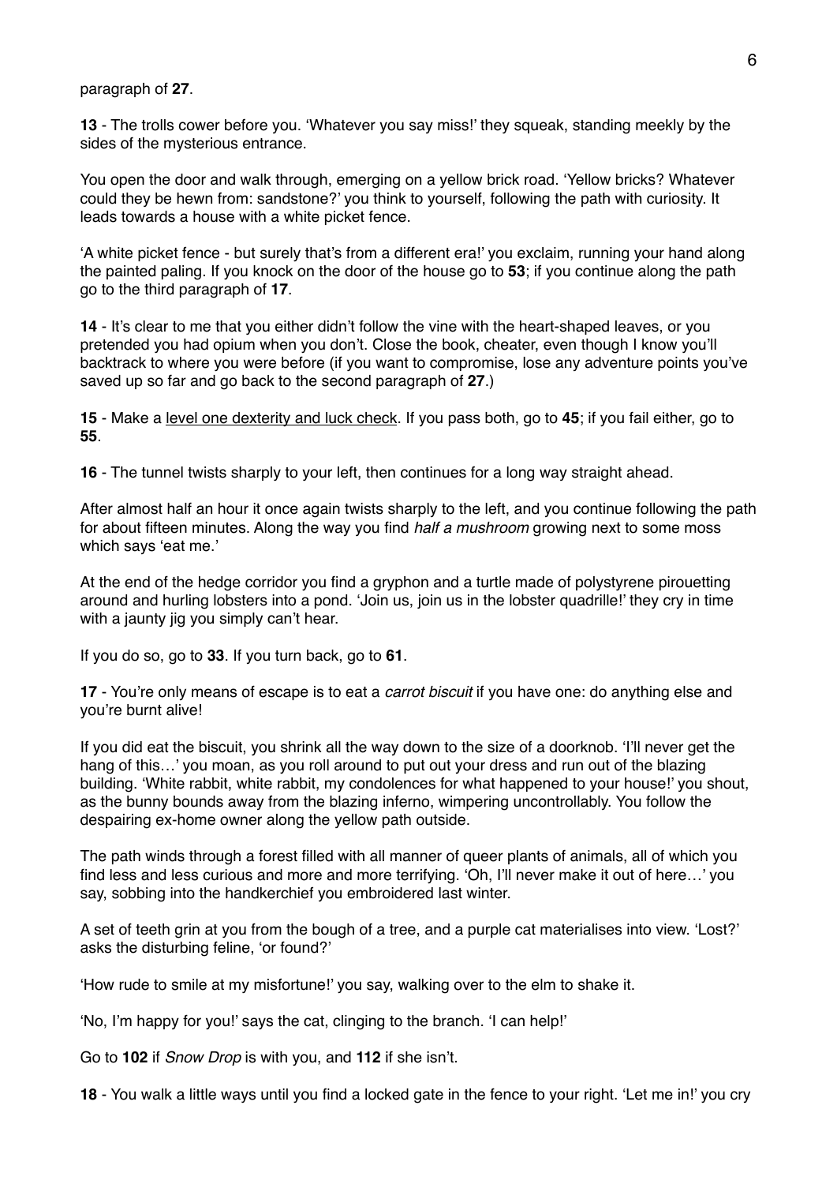paragraph of **27**.

**13** - The trolls cower before you. 'Whatever you say miss!' they squeak, standing meekly by the sides of the mysterious entrance.

You open the door and walk through, emerging on a yellow brick road. 'Yellow bricks? Whatever could they be hewn from: sandstone?' you think to yourself, following the path with curiosity. It leads towards a house with a white picket fence.

'A white picket fence - but surely that's from a different era!' you exclaim, running your hand along the painted paling. If you knock on the door of the house go to **53**; if you continue along the path go to the third paragraph of **17**.

**14** - It's clear to me that you either didn't follow the vine with the heart-shaped leaves, or you pretended you had opium when you don't. Close the book, cheater, even though I know you'll backtrack to where you were before (if you want to compromise, lose any adventure points you've saved up so far and go back to the second paragraph of **27**.)

**15** - Make a level one dexterity and luck check. If you pass both, go to **45**; if you fail either, go to **55**.

**16** - The tunnel twists sharply to your left, then continues for a long way straight ahead.

After almost half an hour it once again twists sharply to the left, and you continue following the path for about fifteen minutes. Along the way you find *half a mushroom* growing next to some moss which says 'eat me.'

At the end of the hedge corridor you find a gryphon and a turtle made of polystyrene pirouetting around and hurling lobsters into a pond. 'Join us, join us in the lobster quadrille!' they cry in time with a jaunty jig you simply can't hear.

If you do so, go to **33**. If you turn back, go to **61**.

**17** - You're only means of escape is to eat a *carrot biscuit* if you have one: do anything else and you're burnt alive!

If you did eat the biscuit, you shrink all the way down to the size of a doorknob. 'I'll never get the hang of this…' you moan, as you roll around to put out your dress and run out of the blazing building. 'White rabbit, white rabbit, my condolences for what happened to your house!' you shout, as the bunny bounds away from the blazing inferno, wimpering uncontrollably. You follow the despairing ex-home owner along the yellow path outside.

The path winds through a forest filled with all manner of queer plants of animals, all of which you find less and less curious and more and more terrifying. 'Oh, I'll never make it out of here…' you say, sobbing into the handkerchief you embroidered last winter.

A set of teeth grin at you from the bough of a tree, and a purple cat materialises into view. 'Lost?' asks the disturbing feline, 'or found?'

'How rude to smile at my misfortune!' you say, walking over to the elm to shake it.

'No, I'm happy for you!' says the cat, clinging to the branch. 'I can help!'

Go to **102** if *Snow Drop* is with you, and **112** if she isn't.

**18** - You walk a little ways until you find a locked gate in the fence to your right. 'Let me in!' you cry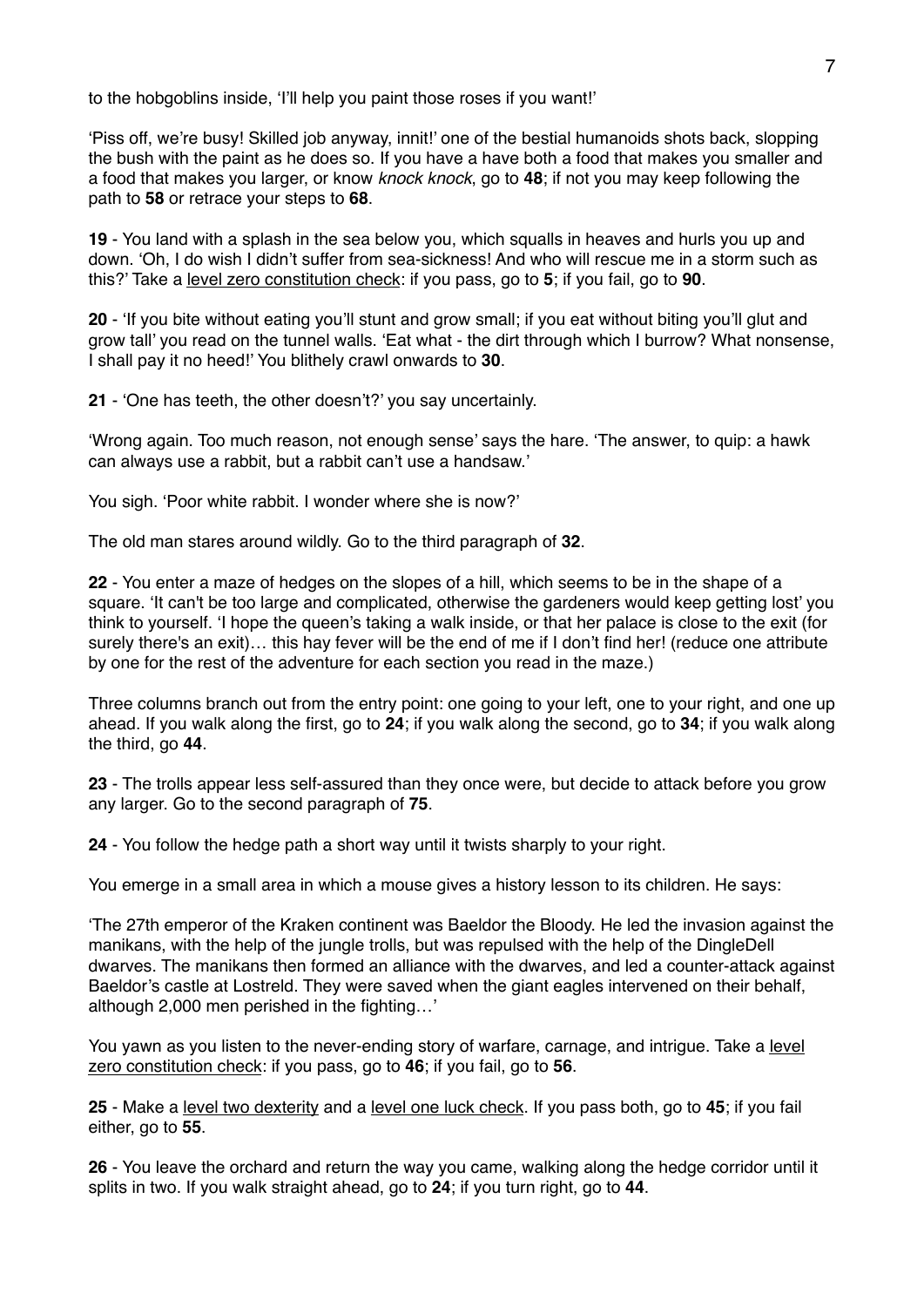to the hobgoblins inside, 'I'll help you paint those roses if you want!'

'Piss off, we're busy! Skilled job anyway, innit!' one of the bestial humanoids shots back, slopping the bush with the paint as he does so. If you have a have both a food that makes you smaller and a food that makes you larger, or know *knock knock*, go to **48**; if not you may keep following the path to **58** or retrace your steps to **68**.

**19** - You land with a splash in the sea below you, which squalls in heaves and hurls you up and down. 'Oh, I do wish I didn't suffer from sea-sickness! And who will rescue me in a storm such as this?' Take a level zero constitution check: if you pass, go to **5**; if you fail, go to **90**.

**20** - 'If you bite without eating you'll stunt and grow small; if you eat without biting you'll glut and grow tall' you read on the tunnel walls. 'Eat what - the dirt through which I burrow? What nonsense, I shall pay it no heed!' You blithely crawl onwards to **30**.

**21** - 'One has teeth, the other doesn't?' you say uncertainly.

'Wrong again. Too much reason, not enough sense' says the hare. 'The answer, to quip: a hawk can always use a rabbit, but a rabbit can't use a handsaw.'

You sigh. 'Poor white rabbit. I wonder where she is now?'

The old man stares around wildly. Go to the third paragraph of **32**.

**22** - You enter a maze of hedges on the slopes of a hill, which seems to be in the shape of a square. 'It can't be too large and complicated, otherwise the gardeners would keep getting lost' you think to yourself. 'I hope the queen's taking a walk inside, or that her palace is close to the exit (for surely there's an exit)… this hay fever will be the end of me if I don't find her! (reduce one attribute by one for the rest of the adventure for each section you read in the maze.)

Three columns branch out from the entry point: one going to your left, one to your right, and one up ahead. If you walk along the first, go to **24**; if you walk along the second, go to **34**; if you walk along the third, go **44**.

**23** - The trolls appear less self-assured than they once were, but decide to attack before you grow any larger. Go to the second paragraph of **75**.

**24** - You follow the hedge path a short way until it twists sharply to your right.

You emerge in a small area in which a mouse gives a history lesson to its children. He says:

'The 27th emperor of the Kraken continent was Baeldor the Bloody. He led the invasion against the manikans, with the help of the jungle trolls, but was repulsed with the help of the DingleDell dwarves. The manikans then formed an alliance with the dwarves, and led a counter-attack against Baeldor's castle at Lostreld. They were saved when the giant eagles intervened on their behalf, although 2,000 men perished in the fighting…'

You yawn as you listen to the never-ending story of warfare, carnage, and intrigue. Take a level zero constitution check: if you pass, go to **46**; if you fail, go to **56**.

**25** - Make a level two dexterity and a level one luck check. If you pass both, go to **45**; if you fail either, go to **55**.

**26** - You leave the orchard and return the way you came, walking along the hedge corridor until it splits in two. If you walk straight ahead, go to **24**; if you turn right, go to **44**.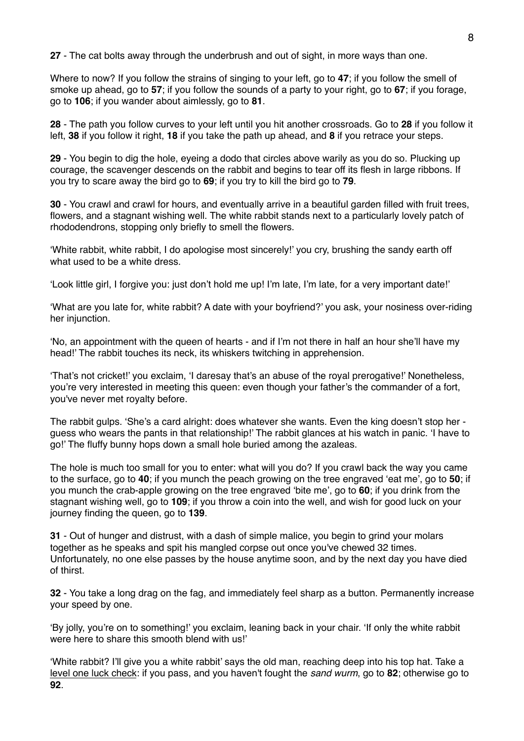**27** - The cat bolts away through the underbrush and out of sight, in more ways than one.

Where to now? If you follow the strains of singing to your left, go to **47**; if you follow the smell of smoke up ahead, go to **57**; if you follow the sounds of a party to your right, go to **67**; if you forage, go to **106**; if you wander about aimlessly, go to **81**.

**28** - The path you follow curves to your left until you hit another crossroads. Go to **28** if you follow it left, **38** if you follow it right, **18** if you take the path up ahead, and **8** if you retrace your steps.

**29** - You begin to dig the hole, eyeing a dodo that circles above warily as you do so. Plucking up courage, the scavenger descends on the rabbit and begins to tear off its flesh in large ribbons. If you try to scare away the bird go to **69**; if you try to kill the bird go to **79**.

**30** - You crawl and crawl for hours, and eventually arrive in a beautiful garden filled with fruit trees, flowers, and a stagnant wishing well. The white rabbit stands next to a particularly lovely patch of rhododendrons, stopping only briefly to smell the flowers.

'White rabbit, white rabbit, I do apologise most sincerely!' you cry, brushing the sandy earth off what used to be a white dress.

'Look little girl, I forgive you: just don't hold me up! I'm late, I'm late, for a very important date!'

'What are you late for, white rabbit? A date with your boyfriend?' you ask, your nosiness over-riding her injunction.

'No, an appointment with the queen of hearts - and if I'm not there in half an hour she'll have my head!' The rabbit touches its neck, its whiskers twitching in apprehension.

'That's not cricket!' you exclaim, 'I daresay that's an abuse of the royal prerogative!' Nonetheless, you're very interested in meeting this queen: even though your father's the commander of a fort, you've never met royalty before.

The rabbit gulps. 'She's a card alright: does whatever she wants. Even the king doesn't stop her - guess who wears the pants in that relationship!' The rabbit glances at his watch in panic. 'I have to go!' The fluffy bunny hops down a small hole buried among the azaleas.

The hole is much too small for you to enter: what will you do? If you crawl back the way you came to the surface, go to **40**; if you munch the peach growing on the tree engraved 'eat me', go to **50**; if you munch the crab-apple growing on the tree engraved 'bite me', go to **60**; if you drink from the stagnant wishing well, go to **109**; if you throw a coin into the well, and wish for good luck on your journey finding the queen, go to **139**.

**31** - Out of hunger and distrust, with a dash of simple malice, you begin to grind your molars together as he speaks and spit his mangled corpse out once you've chewed 32 times. Unfortunately, no one else passes by the house anytime soon, and by the next day you have died of thirst.

**32** - You take a long drag on the fag, and immediately feel sharp as a button. Permanently increase your speed by one.

'By jolly, you're on to something!' you exclaim, leaning back in your chair. 'If only the white rabbit were here to share this smooth blend with us!'

'White rabbit? I'll give you a white rabbit' says the old man, reaching deep into his top hat. Take a level one luck check: if you pass, and you haven't fought the *sand wurm*, go to **82**; otherwise go to **92**.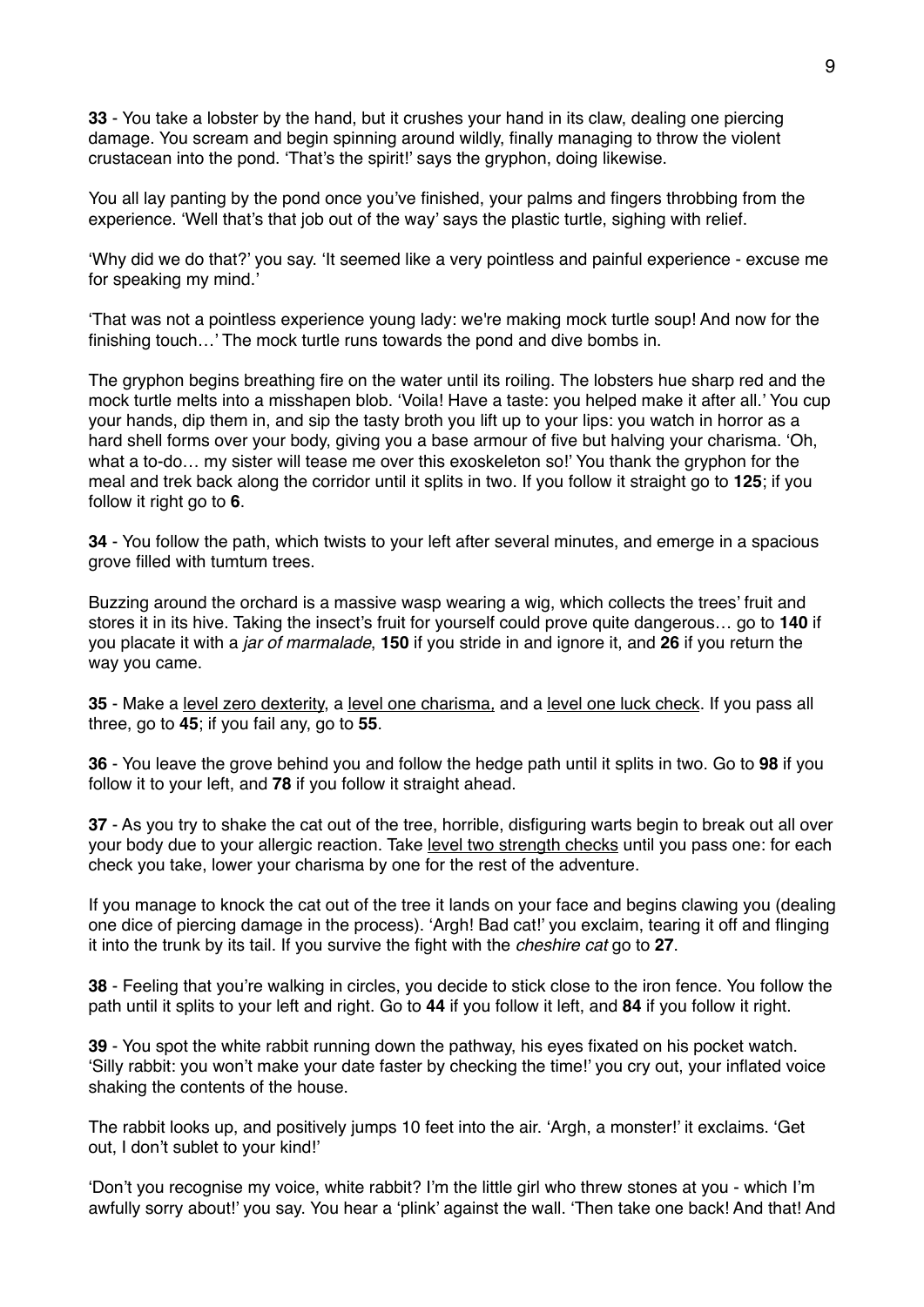**33** - You take a lobster by the hand, but it crushes your hand in its claw, dealing one piercing damage. You scream and begin spinning around wildly, finally managing to throw the violent crustacean into the pond. 'That's the spirit!' says the gryphon, doing likewise.

You all lay panting by the pond once you've finished, your palms and fingers throbbing from the experience. 'Well that's that job out of the way' says the plastic turtle, sighing with relief.

'Why did we do that?' you say. 'It seemed like a very pointless and painful experience - excuse me for speaking my mind.'

'That was not a pointless experience young lady: we're making mock turtle soup! And now for the finishing touch…' The mock turtle runs towards the pond and dive bombs in.

The gryphon begins breathing fire on the water until its roiling. The lobsters hue sharp red and the mock turtle melts into a misshapen blob. 'Voila! Have a taste: you helped make it after all.' You cup your hands, dip them in, and sip the tasty broth you lift up to your lips: you watch in horror as a hard shell forms over your body, giving you a base armour of five but halving your charisma. 'Oh, what a to-do… my sister will tease me over this exoskeleton so!' You thank the gryphon for the meal and trek back along the corridor until it splits in two. If you follow it straight go to **125**; if you follow it right go to **6**.

**34** - You follow the path, which twists to your left after several minutes, and emerge in a spacious grove filled with tumtum trees.

Buzzing around the orchard is a massive wasp wearing a wig, which collects the trees' fruit and stores it in its hive. Taking the insect's fruit for yourself could prove quite dangerous… go to **140** if you placate it with a *jar of marmalade*, **150** if you stride in and ignore it, and **26** if you return the way you came.

**35** - Make a <u>level zero dexterity</u>, a <u>level one charisma,</u> and a <u>level one luck check</u>. If you pass all three, go to **45**; if you fail any, go to **55**.

**36** - You leave the grove behind you and follow the hedge path until it splits in two. Go to **98** if you follow it to your left, and **78** if you follow it straight ahead.

**37** - As you try to shake the cat out of the tree, horrible, disfiguring warts begin to break out all over your body due to your allergic reaction. Take <u>level two strength checks</u> until you pass one: for each check you take, lower your charisma by one for the rest of the adventure.

If you manage to knock the cat out of the tree it lands on your face and begins clawing you (dealing one dice of piercing damage in the process). 'Argh! Bad cat!' you exclaim, tearing it off and flinging it into the trunk by its tail. If you survive the fight with the *cheshire cat* go to **27**.

**38** - Feeling that you're walking in circles, you decide to stick close to the iron fence. You follow the path until it splits to your left and right. Go to **44** if you follow it left, and **84** if you follow it right.

**39** - You spot the white rabbit running down the pathway, his eyes fixated on his pocket watch. 'Silly rabbit: you won't make your date faster by checking the time!' you cry out, your inflated voice shaking the contents of the house.

The rabbit looks up, and positively jumps 10 feet into the air. 'Argh, a monster!' it exclaims. 'Get out, I don't sublet to your kind!'

'Don't you recognise my voice, white rabbit? I'm the little girl who threw stones at you - which I'm awfully sorry about!' you say. You hear a 'plink' against the wall. 'Then take one back! And that! And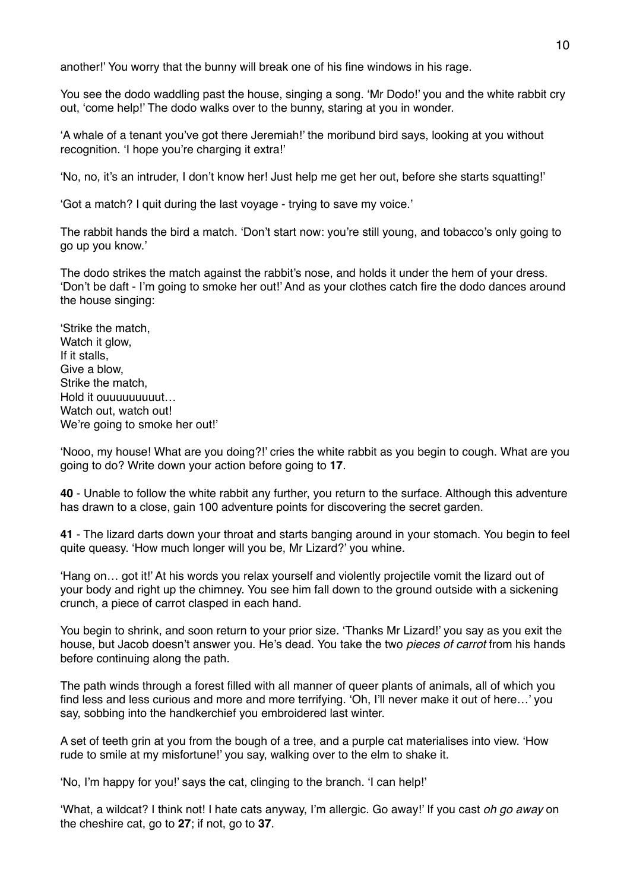another!' You worry that the bunny will break one of his fine windows in his rage.

You see the dodo waddling past the house, singing a song. 'Mr Dodo!' you and the white rabbit cry out, 'come help!' The dodo walks over to the bunny, staring at you in wonder.

'A whale of a tenant you've got there Jeremiah!' the moribund bird says, looking at you without recognition. 'I hope you're charging it extra!'

'No, no, it's an intruder, I don't know her! Just help me get her out, before she starts squatting!'

'Got a match? I quit during the last voyage - trying to save my voice.'

The rabbit hands the bird a match. 'Don't start now: you're still young, and tobacco's only going to go up you know.'

The dodo strikes the match against the rabbit's nose, and holds it under the hem of your dress. 'Don't be daft - I'm going to smoke her out!' And as your clothes catch fire the dodo dances around the house singing:

'Strike the match,  
Watch it glow,  
If it stalls,  
Give a blow,  
Strike the match,  
Hold it ouuuuuuuuut…  
Watch out, watch out!  
We're going to smoke her out!'

'Nooo, my house! What are you doing?!' cries the white rabbit as you begin to cough. What are you going to do? Write down your action before going to **17**.

**40** - Unable to follow the white rabbit any further, you return to the surface. Although this adventure has drawn to a close, gain 100 adventure points for discovering the secret garden.

**41** - The lizard darts down your throat and starts banging around in your stomach. You begin to feel quite queasy. 'How much longer will you be, Mr Lizard?' you whine.

'Hang on… got it!' At his words you relax yourself and violently projectile vomit the lizard out of your body and right up the chimney. You see him fall down to the ground outside with a sickening crunch, a piece of carrot clasped in each hand.

You begin to shrink, and soon return to your prior size. 'Thanks Mr Lizard!' you say as you exit the house, but Jacob doesn't answer you. He's dead. You take the two *pieces of carrot* from his hands before continuing along the path.

The path winds through a forest filled with all manner of queer plants of animals, all of which you find less and less curious and more and more terrifying. 'Oh, I'll never make it out of here…' you say, sobbing into the handkerchief you embroidered last winter.

A set of teeth grin at you from the bough of a tree, and a purple cat materialises into view. 'How rude to smile at my misfortune!' you say, walking over to the elm to shake it.

'No, I'm happy for you!' says the cat, clinging to the branch. 'I can help!'

'What, a wildcat? I think not! I hate cats anyway, I'm allergic. Go away!' If you cast *oh go away* on the cheshire cat, go to **27**; if not, go to **37**.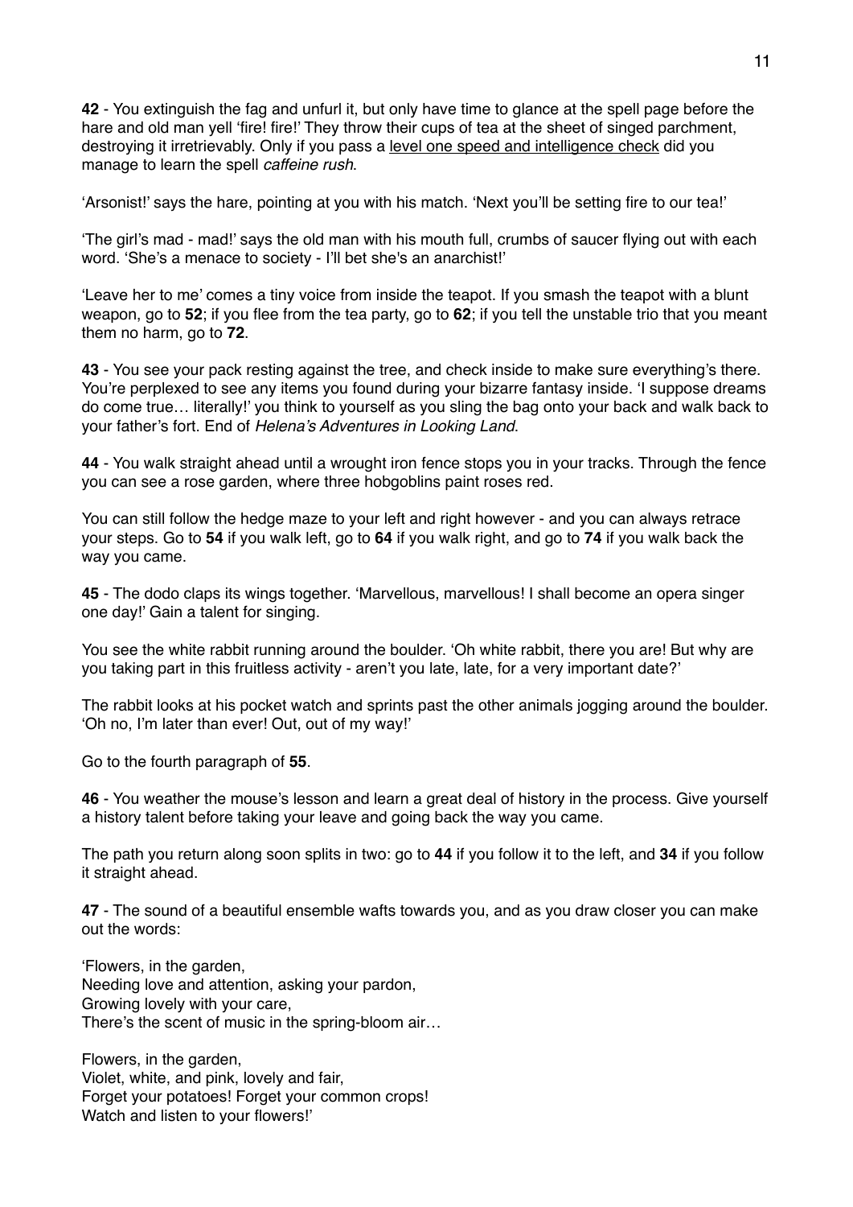**42** - You extinguish the fag and unfurl it, but only have time to glance at the spell page before the hare and old man yell 'fire! fire!' They throw their cups of tea at the sheet of singed parchment, destroying it irretrievably. Only if you pass a <u>level one speed and intelligence check</u> did you manage to learn the spell *caffeine rush*.

'Arsonist!' says the hare, pointing at you with his match. 'Next you'll be setting fire to our tea!'

'The girl's mad - mad!' says the old man with his mouth full, crumbs of saucer flying out with each word. 'She's a menace to society - I'll bet she's an anarchist!'

'Leave her to me' comes a tiny voice from inside the teapot. If you smash the teapot with a blunt weapon, go to **52**; if you flee from the tea party, go to **62**; if you tell the unstable trio that you meant them no harm, go to **72**.

**43** - You see your pack resting against the tree, and check inside to make sure everything's there. You're perplexed to see any items you found during your bizarre fantasy inside. 'I suppose dreams do come true… literally!' you think to yourself as you sling the bag onto your back and walk back to your father's fort. End of *Helena's Adventures in Looking Land*.

**44** - You walk straight ahead until a wrought iron fence stops you in your tracks. Through the fence you can see a rose garden, where three hobgoblins paint roses red.

You can still follow the hedge maze to your left and right however - and you can always retrace your steps. Go to **54** if you walk left, go to **64** if you walk right, and go to **74** if you walk back the way you came.

**45** - The dodo claps its wings together. 'Marvellous, marvellous! I shall become an opera singer one day!' Gain a talent for singing.

You see the white rabbit running around the boulder. 'Oh white rabbit, there you are! But why are you taking part in this fruitless activity - aren't you late, late, for a very important date?'

The rabbit looks at his pocket watch and sprints past the other animals jogging around the boulder. 'Oh no, I'm later than ever! Out, out of my way!'

Go to the fourth paragraph of **55**.

**46** - You weather the mouse's lesson and learn a great deal of history in the process. Give yourself a history talent before taking your leave and going back the way you came.

The path you return along soon splits in two: go to **44** if you follow it to the left, and **34** if you follow it straight ahead.

**47** - The sound of a beautiful ensemble wafts towards you, and as you draw closer you can make out the words:

'Flowers, in the garden,
Needing love and attention, asking your pardon,
Growing lovely with your care,
There's the scent of music in the spring-bloom air…

Flowers, in the garden,
Violet, white, and pink, lovely and fair,
Forget your potatoes! Forget your common crops!
Watch and listen to your flowers!'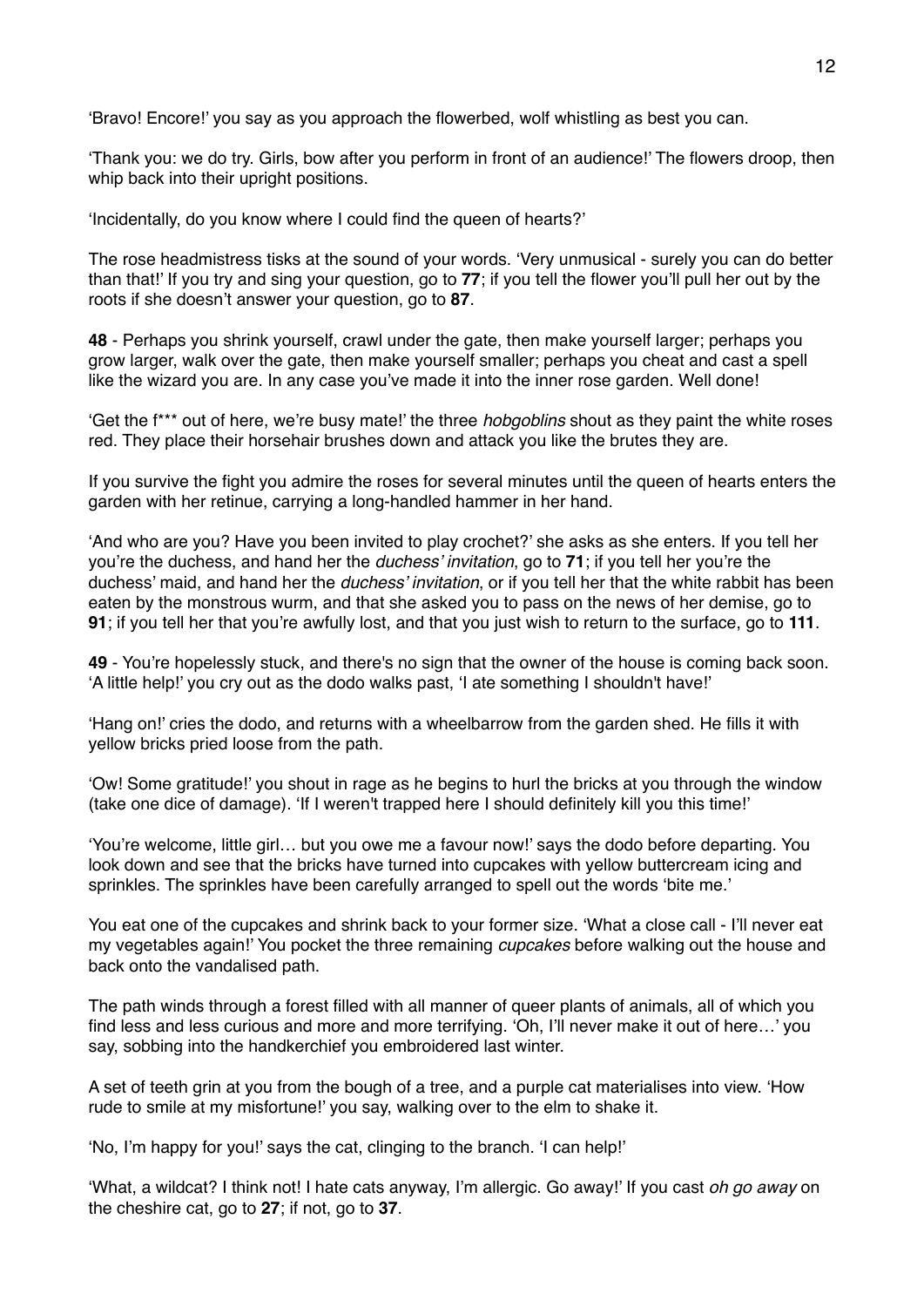'Bravo! Encore!' you say as you approach the flowerbed, wolf whistling as best you can.

'Thank you: we do try. Girls, bow after you perform in front of an audience!' The flowers droop, then whip back into their upright positions.

'Incidentally, do you know where I could find the queen of hearts?'

The rose headmistress tisks at the sound of your words. 'Very unmusical - surely you can do better than that!' If you try and sing your question, go to **77**; if you tell the flower you'll pull her out by the roots if she doesn't answer your question, go to **87**.

**48** - Perhaps you shrink yourself, crawl under the gate, then make yourself larger; perhaps you grow larger, walk over the gate, then make yourself smaller; perhaps you cheat and cast a spell like the wizard you are. In any case you've made it into the inner rose garden. Well done!

'Get the f*** out of here, we're busy mate!' the three *hobgoblins* shout as they paint the white roses red. They place their horsehair brushes down and attack you like the brutes they are.

If you survive the fight you admire the roses for several minutes until the queen of hearts enters the garden with her retinue, carrying a long-handled hammer in her hand.

'And who are you? Have you been invited to play crochet?' she asks as she enters. If you tell her you're the duchess, and hand her the *duchess' invitation*, go to **71**; if you tell her you're the duchess' maid, and hand her the *duchess' invitation*, or if you tell her that the white rabbit has been eaten by the monstrous wurm, and that she asked you to pass on the news of her demise, go to **91**; if you tell her that you're awfully lost, and that you just wish to return to the surface, go to **111**.

**49** - You're hopelessly stuck, and there's no sign that the owner of the house is coming back soon. 'A little help!' you cry out as the dodo walks past, 'I ate something I shouldn't have!'

'Hang on!' cries the dodo, and returns with a wheelbarrow from the garden shed. He fills it with yellow bricks pried loose from the path.

'Ow! Some gratitude!' you shout in rage as he begins to hurl the bricks at you through the window (take one dice of damage). 'If I weren't trapped here I should definitely kill you this time!'

'You're welcome, little girl… but you owe me a favour now!' says the dodo before departing. You look down and see that the bricks have turned into cupcakes with yellow buttercream icing and sprinkles. The sprinkles have been carefully arranged to spell out the words 'bite me.'

You eat one of the cupcakes and shrink back to your former size. 'What a close call - I'll never eat my vegetables again!' You pocket the three remaining *cupcakes* before walking out the house and back onto the vandalised path.

The path winds through a forest filled with all manner of queer plants of animals, all of which you find less and less curious and more and more terrifying. 'Oh, I'll never make it out of here…' you say, sobbing into the handkerchief you embroidered last winter.

A set of teeth grin at you from the bough of a tree, and a purple cat materialises into view. 'How rude to smile at my misfortune!' you say, walking over to the elm to shake it.

'No, I'm happy for you!' says the cat, clinging to the branch. 'I can help!'

'What, a wildcat? I think not! I hate cats anyway, I'm allergic. Go away!' If you cast *oh go away* on the cheshire cat, go to **27**; if not, go to **37**.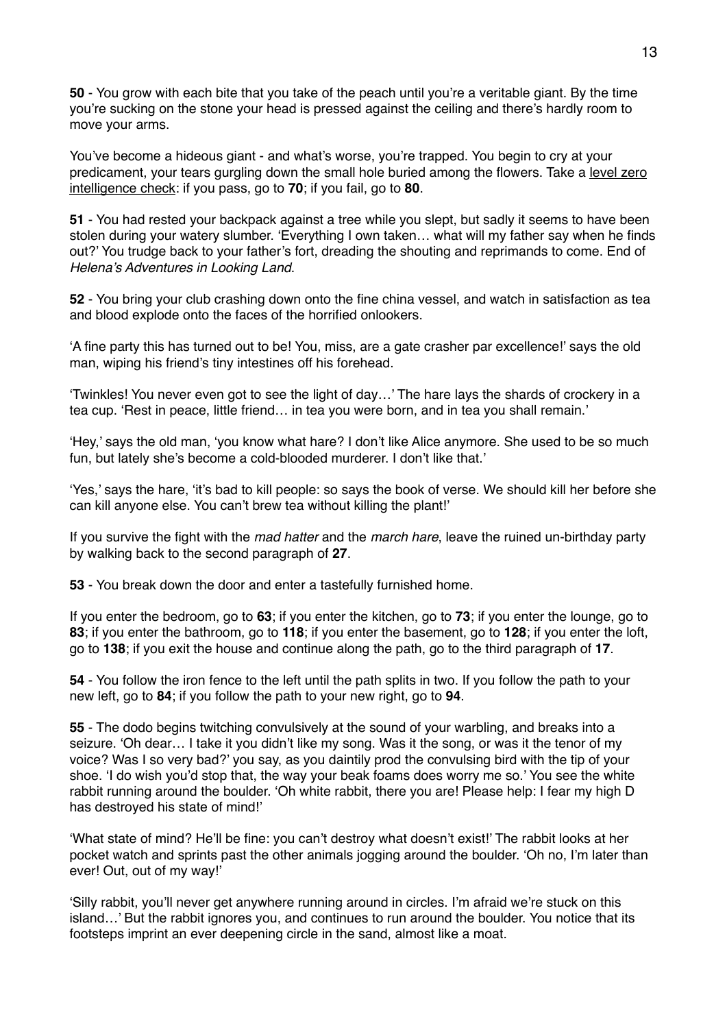**50** - You grow with each bite that you take of the peach until you're a veritable giant. By the time you're sucking on the stone your head is pressed against the ceiling and there's hardly room to move your arms.

You've become a hideous giant - and what's worse, you're trapped. You begin to cry at your predicament, your tears gurgling down the small hole buried among the flowers. Take a level zero intelligence check: if you pass, go to **70**; if you fail, go to **80**.

**51** - You had rested your backpack against a tree while you slept, but sadly it seems to have been stolen during your watery slumber. 'Everything I own taken… what will my father say when he finds out?' You trudge back to your father's fort, dreading the shouting and reprimands to come. End of *Helena's Adventures in Looking Land*.

**52** - You bring your club crashing down onto the fine china vessel, and watch in satisfaction as tea and blood explode onto the faces of the horrified onlookers.

'A fine party this has turned out to be! You, miss, are a gate crasher par excellence!' says the old man, wiping his friend's tiny intestines off his forehead.

'Twinkles! You never even got to see the light of day…' The hare lays the shards of crockery in a tea cup. 'Rest in peace, little friend… in tea you were born, and in tea you shall remain.'

'Hey,' says the old man, 'you know what hare? I don't like Alice anymore. She used to be so much fun, but lately she's become a cold-blooded murderer. I don't like that.'

'Yes,' says the hare, 'it's bad to kill people: so says the book of verse. We should kill her before she can kill anyone else. You can't brew tea without killing the plant!'

If you survive the fight with the *mad hatter* and the *march hare*, leave the ruined un-birthday party by walking back to the second paragraph of **27**.

**53** - You break down the door and enter a tastefully furnished home.

If you enter the bedroom, go to **63**; if you enter the kitchen, go to **73**; if you enter the lounge, go to **83**; if you enter the bathroom, go to **118**; if you enter the basement, go to **128**; if you enter the loft, go to **138**; if you exit the house and continue along the path, go to the third paragraph of **17**.

**54** - You follow the iron fence to the left until the path splits in two. If you follow the path to your new left, go to **84**; if you follow the path to your new right, go to **94**.

**55** - The dodo begins twitching convulsively at the sound of your warbling, and breaks into a seizure. 'Oh dear… I take it you didn't like my song. Was it the song, or was it the tenor of my voice? Was I so very bad?' you say, as you daintily prod the convulsing bird with the tip of your shoe. 'I do wish you'd stop that, the way your beak foams does worry me so.' You see the white rabbit running around the boulder. 'Oh white rabbit, there you are! Please help: I fear my high D has destroyed his state of mind!'

'What state of mind? He'll be fine: you can't destroy what doesn't exist!' The rabbit looks at her pocket watch and sprints past the other animals jogging around the boulder. 'Oh no, I'm later than ever! Out, out of my way!'

'Silly rabbit, you'll never get anywhere running around in circles. I'm afraid we're stuck on this island…' But the rabbit ignores you, and continues to run around the boulder. You notice that its footsteps imprint an ever deepening circle in the sand, almost like a moat.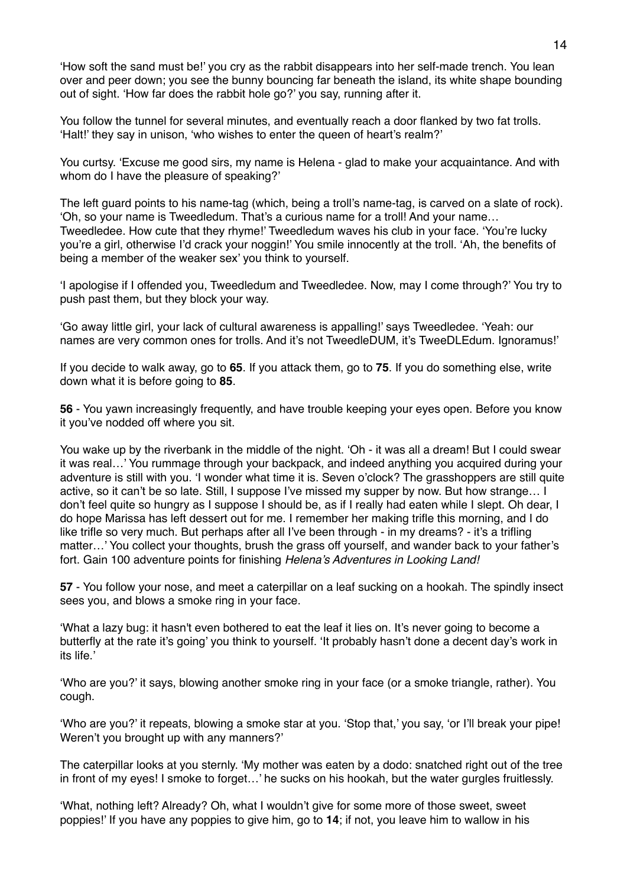'How soft the sand must be!' you cry as the rabbit disappears into her self-made trench. You lean over and peer down; you see the bunny bouncing far beneath the island, its white shape bounding out of sight. 'How far does the rabbit hole go?' you say, running after it.

You follow the tunnel for several minutes, and eventually reach a door flanked by two fat trolls. 'Halt!' they say in unison, 'who wishes to enter the queen of heart's realm?'

You curtsy. 'Excuse me good sirs, my name is Helena - glad to make your acquaintance. And with whom do I have the pleasure of speaking?'

The left guard points to his name-tag (which, being a troll's name-tag, is carved on a slate of rock). 'Oh, so your name is Tweedledum. That's a curious name for a troll! And your name… Tweedledee. How cute that they rhyme!' Tweedledum waves his club in your face. 'You're lucky you're a girl, otherwise I'd crack your noggin!' You smile innocently at the troll. 'Ah, the benefits of being a member of the weaker sex' you think to yourself.

'I apologise if I offended you, Tweedledum and Tweedledee. Now, may I come through?' You try to push past them, but they block your way.

'Go away little girl, your lack of cultural awareness is appalling!' says Tweedledee. 'Yeah: our names are very common ones for trolls. And it's not TweedleDUM, it's TweeDLEdum. Ignoramus!'

If you decide to walk away, go to **65**. If you attack them, go to **75**. If you do something else, write down what it is before going to **85**.

**56** - You yawn increasingly frequently, and have trouble keeping your eyes open. Before you know it you've nodded off where you sit.

You wake up by the riverbank in the middle of the night. 'Oh - it was all a dream! But I could swear it was real…' You rummage through your backpack, and indeed anything you acquired during your adventure is still with you. 'I wonder what time it is. Seven o'clock? The grasshoppers are still quite active, so it can't be so late. Still, I suppose I've missed my supper by now. But how strange… I don't feel quite so hungry as I suppose I should be, as if I really had eaten while I slept. Oh dear, I do hope Marissa has left dessert out for me. I remember her making trifle this morning, and I do like trifle so very much. But perhaps after all I've been through - in my dreams? - it's a trifling matter…' You collect your thoughts, brush the grass off yourself, and wander back to your father's fort. Gain 100 adventure points for finishing *Helena's Adventures in Looking Land!*

**57** - You follow your nose, and meet a caterpillar on a leaf sucking on a hookah. The spindly insect sees you, and blows a smoke ring in your face.

'What a lazy bug: it hasn't even bothered to eat the leaf it lies on. It's never going to become a butterfly at the rate it's going' you think to yourself. 'It probably hasn't done a decent day's work in its life.'

'Who are you?' it says, blowing another smoke ring in your face (or a smoke triangle, rather). You cough.

'Who are you?' it repeats, blowing a smoke star at you. 'Stop that,' you say, 'or I'll break your pipe! Weren't you brought up with any manners?'

The caterpillar looks at you sternly. 'My mother was eaten by a dodo: snatched right out of the tree in front of my eyes! I smoke to forget…' he sucks on his hookah, but the water gurgles fruitlessly.

'What, nothing left? Already? Oh, what I wouldn't give for some more of those sweet, sweet poppies!' If you have any poppies to give him, go to **14**; if not, you leave him to wallow in his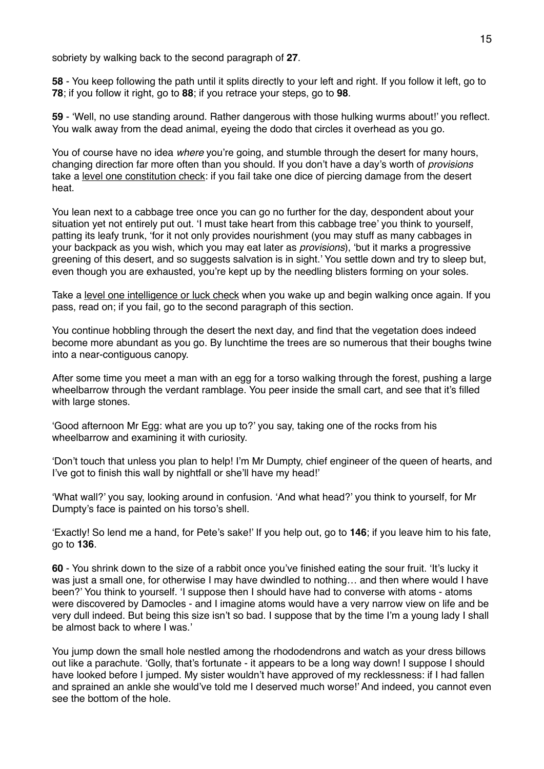sobriety by walking back to the second paragraph of **27**.

**58** - You keep following the path until it splits directly to your left and right. If you follow it left, go to **78**; if you follow it right, go to **88**; if you retrace your steps, go to **98**.

**59** - 'Well, no use standing around. Rather dangerous with those hulking wurms about!' you reflect. You walk away from the dead animal, eyeing the dodo that circles it overhead as you go.

You of course have no idea *where* you're going, and stumble through the desert for many hours, changing direction far more often than you should. If you don't have a day's worth of *provisions* take a <u>level one constitution check</u>: if you fail take one dice of piercing damage from the desert heat.

You lean next to a cabbage tree once you can go no further for the day, despondent about your situation yet not entirely put out. 'I must take heart from this cabbage tree' you think to yourself, patting its leafy trunk, 'for it not only provides nourishment (you may stuff as many cabbages in your backpack as you wish, which you may eat later as *provisions*), 'but it marks a progressive greening of this desert, and so suggests salvation is in sight.' You settle down and try to sleep but, even though you are exhausted, you're kept up by the needling blisters forming on your soles.

Take a <u>level one intelligence or luck check</u> when you wake up and begin walking once again. If you pass, read on; if you fail, go to the second paragraph of this section.

You continue hobbling through the desert the next day, and find that the vegetation does indeed become more abundant as you go. By lunchtime the trees are so numerous that their boughs twine into a near-contiguous canopy.

After some time you meet a man with an egg for a torso walking through the forest, pushing a large wheelbarrow through the verdant ramblage. You peer inside the small cart, and see that it's filled with large stones.

'Good afternoon Mr Egg: what are you up to?' you say, taking one of the rocks from his wheelbarrow and examining it with curiosity.

'Don't touch that unless you plan to help! I'm Mr Dumpty, chief engineer of the queen of hearts, and I've got to finish this wall by nightfall or she'll have my head!'

'What wall?' you say, looking around in confusion. 'And what head?' you think to yourself, for Mr Dumpty's face is painted on his torso's shell.

'Exactly! So lend me a hand, for Pete's sake!' If you help out, go to **146**; if you leave him to his fate, go to **136**.

**60** - You shrink down to the size of a rabbit once you've finished eating the sour fruit. 'It's lucky it was just a small one, for otherwise I may have dwindled to nothing… and then where would I have been?' You think to yourself. 'I suppose then I should have had to converse with atoms - atoms were discovered by Damocles - and I imagine atoms would have a very narrow view on life and be very dull indeed. But being this size isn't so bad. I suppose that by the time I'm a young lady I shall be almost back to where I was.'

You jump down the small hole nestled among the rhododendrons and watch as your dress billows out like a parachute. 'Golly, that's fortunate - it appears to be a long way down! I suppose I should have looked before I jumped. My sister wouldn't have approved of my recklessness: if I had fallen and sprained an ankle she would've told me I deserved much worse!' And indeed, you cannot even see the bottom of the hole.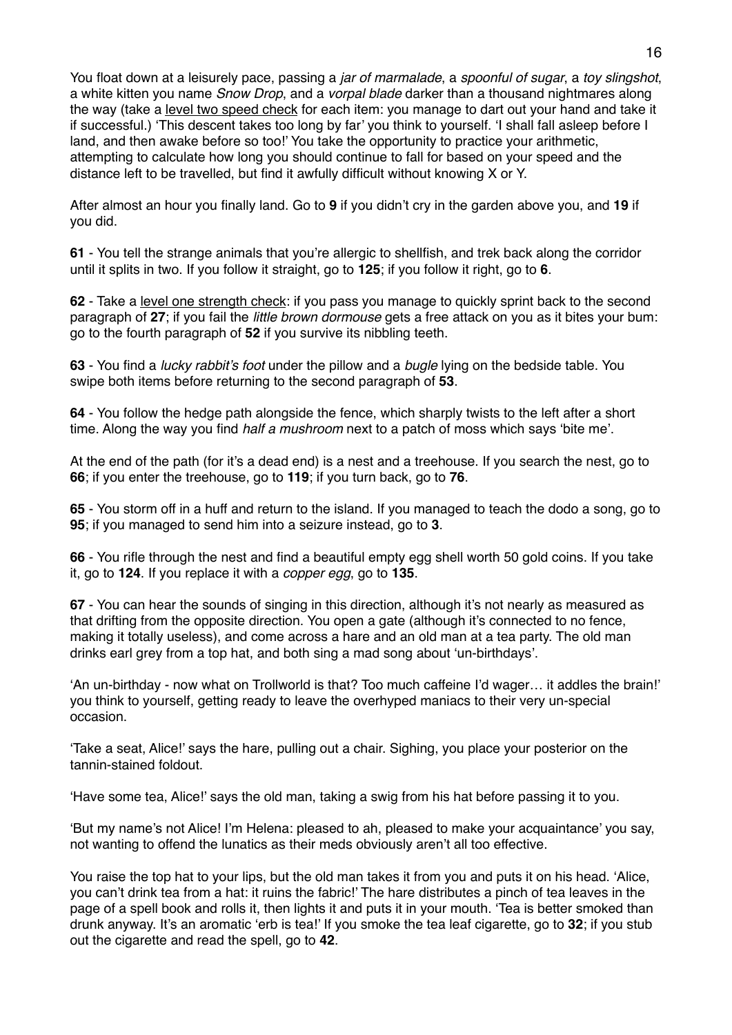You float down at a leisurely pace, passing a *jar of marmalade*, a *spoonful of sugar*, a *toy slingshot*, a white kitten you name *Snow Drop*, and a *vorpal blade* darker than a thousand nightmares along the way (take a <u>level two speed check</u> for each item: you manage to dart out your hand and take it if successful.) 'This descent takes too long by far' you think to yourself. 'I shall fall asleep before I land, and then awake before so too!' You take the opportunity to practice your arithmetic, attempting to calculate how long you should continue to fall for based on your speed and the distance left to be travelled, but find it awfully difficult without knowing X or Y.

After almost an hour you finally land. Go to **9** if you didn't cry in the garden above you, and **19** if you did.

**61** - You tell the strange animals that you're allergic to shellfish, and trek back along the corridor until it splits in two. If you follow it straight, go to **125**; if you follow it right, go to **6**.

**62** - Take a <u>level one strength check</u>: if you pass you manage to quickly sprint back to the second paragraph of **27**; if you fail the *little brown dormouse* gets a free attack on you as it bites your bum: go to the fourth paragraph of **52** if you survive its nibbling teeth.

**63** - You find a *lucky rabbit's foot* under the pillow and a *bugle* lying on the bedside table. You swipe both items before returning to the second paragraph of **53**.

**64** - You follow the hedge path alongside the fence, which sharply twists to the left after a short time. Along the way you find *half a mushroom* next to a patch of moss which says 'bite me'.

At the end of the path (for it's a dead end) is a nest and a treehouse. If you search the nest, go to **66**; if you enter the treehouse, go to **119**; if you turn back, go to **76**.

**65** - You storm off in a huff and return to the island. If you managed to teach the dodo a song, go to **95**; if you managed to send him into a seizure instead, go to **3**.

**66** - You rifle through the nest and find a beautiful empty egg shell worth 50 gold coins. If you take it, go to **124**. If you replace it with a *copper egg*, go to **135**.

**67** - You can hear the sounds of singing in this direction, although it's not nearly as measured as that drifting from the opposite direction. You open a gate (although it's connected to no fence, making it totally useless), and come across a hare and an old man at a tea party. The old man drinks earl grey from a top hat, and both sing a mad song about 'un-birthdays'.

'An un-birthday - now what on Trollworld is that? Too much caffeine I'd wager… it addles the brain!' you think to yourself, getting ready to leave the overhyped maniacs to their very un-special occasion.

'Take a seat, Alice!' says the hare, pulling out a chair. Sighing, you place your posterior on the tannin-stained foldout.

'Have some tea, Alice!' says the old man, taking a swig from his hat before passing it to you.

'But my name's not Alice! I'm Helena: pleased to ah, pleased to make your acquaintance' you say, not wanting to offend the lunatics as their meds obviously aren't all too effective.

You raise the top hat to your lips, but the old man takes it from you and puts it on his head. 'Alice, you can't drink tea from a hat: it ruins the fabric!' The hare distributes a pinch of tea leaves in the page of a spell book and rolls it, then lights it and puts it in your mouth. 'Tea is better smoked than drunk anyway. It's an aromatic 'erb is tea!' If you smoke the tea leaf cigarette, go to **32**; if you stub out the cigarette and read the spell, go to **42**.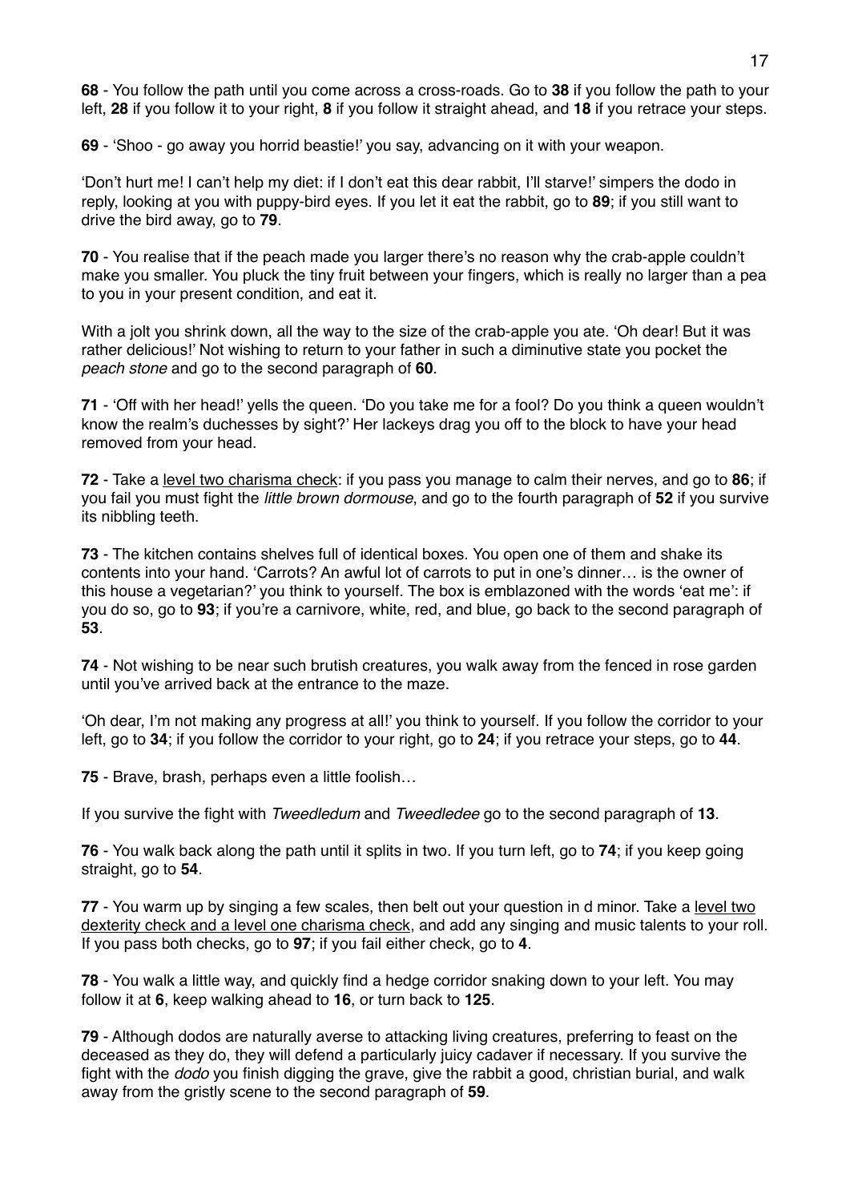**68** - You follow the path until you come across a cross-roads. Go to **38** if you follow the path to your left, **28** if you follow it to your right, **8** if you follow it straight ahead, and **18** if you retrace your steps.

**69** - 'Shoo - go away you horrid beastie!' you say, advancing on it with your weapon.

'Don't hurt me! I can't help my diet: if I don't eat this dear rabbit, I'll starve!' simpers the dodo in reply, looking at you with puppy-bird eyes. If you let it eat the rabbit, go to **89**; if you still want to drive the bird away, go to **79**.

**70** - You realise that if the peach made you larger there's no reason why the crab-apple couldn't make you smaller. You pluck the tiny fruit between your fingers, which is really no larger than a pea to you in your present condition, and eat it.

With a jolt you shrink down, all the way to the size of the crab-apple you ate. 'Oh dear! But it was rather delicious!' Not wishing to return to your father in such a diminutive state you pocket the *peach stone* and go to the second paragraph of **60**.

**71** - 'Off with her head!' yells the queen. 'Do you take me for a fool? Do you think a queen wouldn't know the realm's duchesses by sight?' Her lackeys drag you off to the block to have your head removed from your head.

**72** - Take a <u>level two charisma check</u>: if you pass you manage to calm their nerves, and go to **86**; if you fail you must fight the *little brown dormouse*, and go to the fourth paragraph of **52** if you survive its nibbling teeth.

**73** - The kitchen contains shelves full of identical boxes. You open one of them and shake its contents into your hand. 'Carrots? An awful lot of carrots to put in one's dinner… is the owner of this house a vegetarian?' you think to yourself. The box is emblazoned with the words 'eat me': if you do so, go to **93**; if you're a carnivore, white, red, and blue, go back to the second paragraph of **53**.

**74** - Not wishing to be near such brutish creatures, you walk away from the fenced in rose garden until you've arrived back at the entrance to the maze.

'Oh dear, I'm not making any progress at all!' you think to yourself. If you follow the corridor to your left, go to **34**; if you follow the corridor to your right, go to **24**; if you retrace your steps, go to **44**.

**75** - Brave, brash, perhaps even a little foolish…

If you survive the fight with *Tweedledum* and *Tweedledee* go to the second paragraph of **13**.

**76** - You walk back along the path until it splits in two. If you turn left, go to **74**; if you keep going straight, go to **54**.

**77** - You warm up by singing a few scales, then belt out your question in d minor. Take a <u>level two dexterity check and a level one charisma check</u>, and add any singing and music talents to your roll. If you pass both checks, go to **97**; if you fail either check, go to **4**.

**78** - You walk a little way, and quickly find a hedge corridor snaking down to your left. You may follow it at **6**, keep walking ahead to **16**, or turn back to **125**.

**79** - Although dodos are naturally averse to attacking living creatures, preferring to feast on the deceased as they do, they will defend a particularly juicy cadaver if necessary. If you survive the fight with the *dodo* you finish digging the grave, give the rabbit a good, christian burial, and walk away from the gristly scene to the second paragraph of **59**.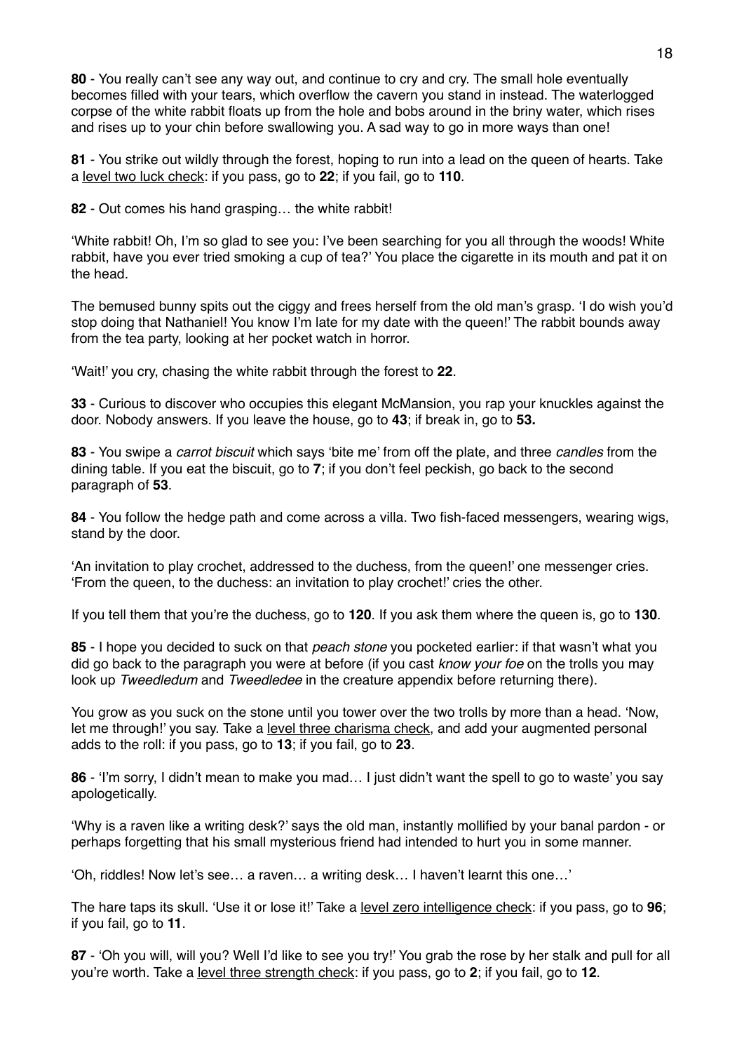**80** - You really can't see any way out, and continue to cry and cry. The small hole eventually becomes filled with your tears, which overflow the cavern you stand in instead. The waterlogged corpse of the white rabbit floats up from the hole and bobs around in the briny water, which rises and rises up to your chin before swallowing you. A sad way to go in more ways than one!

**81** - You strike out wildly through the forest, hoping to run into a lead on the queen of hearts. Take a <u>level two luck check</u>: if you pass, go to **22**; if you fail, go to **110**.

**82** - Out comes his hand grasping… the white rabbit!

'White rabbit! Oh, I'm so glad to see you: I've been searching for you all through the woods! White rabbit, have you ever tried smoking a cup of tea?' You place the cigarette in its mouth and pat it on the head.

The bemused bunny spits out the ciggy and frees herself from the old man's grasp. 'I do wish you'd stop doing that Nathaniel! You know I'm late for my date with the queen!' The rabbit bounds away from the tea party, looking at her pocket watch in horror.

'Wait!' you cry, chasing the white rabbit through the forest to **22**.

**33** - Curious to discover who occupies this elegant McMansion, you rap your knuckles against the door. Nobody answers. If you leave the house, go to **43**; if break in, go to **53.**

**83** - You swipe a *carrot biscuit* which says 'bite me' from off the plate, and three *candles* from the dining table. If you eat the biscuit, go to **7**; if you don't feel peckish, go back to the second paragraph of **53**.

**84** - You follow the hedge path and come across a villa. Two fish-faced messengers, wearing wigs, stand by the door.

'An invitation to play crochet, addressed to the duchess, from the queen!' one messenger cries. 'From the queen, to the duchess: an invitation to play crochet!' cries the other.

If you tell them that you're the duchess, go to **120**. If you ask them where the queen is, go to **130**.

**85** - I hope you decided to suck on that *peach stone* you pocketed earlier: if that wasn't what you did go back to the paragraph you were at before (if you cast *know your foe* on the trolls you may look up *Tweedledum* and *Tweedledee* in the creature appendix before returning there).

You grow as you suck on the stone until you tower over the two trolls by more than a head. 'Now, let me through!' you say. Take a <u>level three charisma check</u>, and add your augmented personal adds to the roll: if you pass, go to **13**; if you fail, go to **23**.

**86** - 'I'm sorry, I didn't mean to make you mad… I just didn't want the spell to go to waste' you say apologetically.

'Why is a raven like a writing desk?' says the old man, instantly mollified by your banal pardon - or perhaps forgetting that his small mysterious friend had intended to hurt you in some manner.

'Oh, riddles! Now let's see… a raven… a writing desk… I haven't learnt this one…'

The hare taps its skull. 'Use it or lose it!' Take a <u>level zero intelligence check</u>: if you pass, go to **96**; if you fail, go to **11**.

**87** - 'Oh you will, will you? Well I'd like to see you try!' You grab the rose by her stalk and pull for all you're worth. Take a <u>level three strength check</u>: if you pass, go to **2**; if you fail, go to **12**.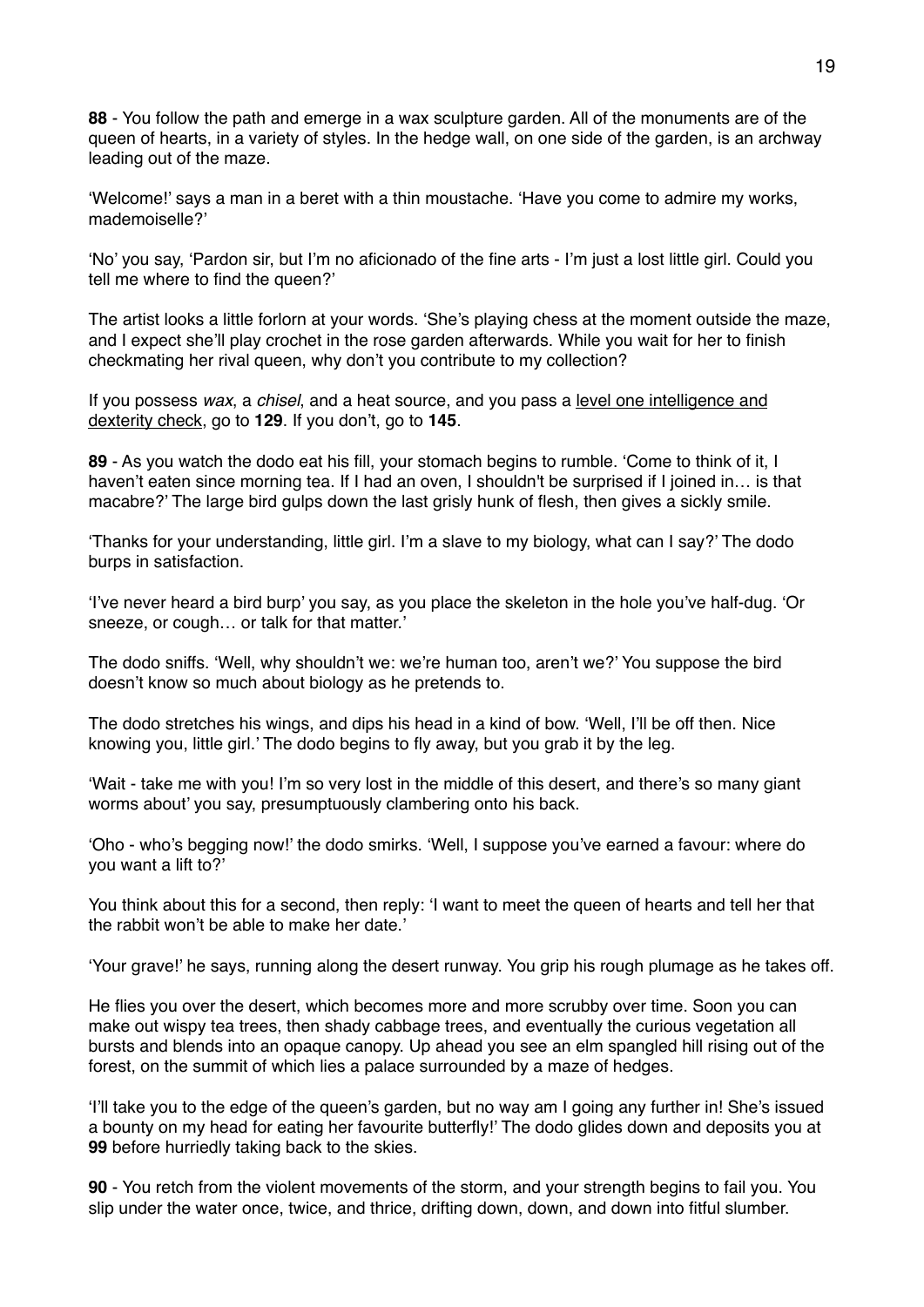**88** - You follow the path and emerge in a wax sculpture garden. All of the monuments are of the queen of hearts, in a variety of styles. In the hedge wall, on one side of the garden, is an archway leading out of the maze.

'Welcome!' says a man in a beret with a thin moustache. 'Have you come to admire my works, mademoiselle?'

'No' you say, 'Pardon sir, but I'm no aficionado of the fine arts - I'm just a lost little girl. Could you tell me where to find the queen?'

The artist looks a little forlorn at your words. 'She's playing chess at the moment outside the maze, and I expect she'll play crochet in the rose garden afterwards. While you wait for her to finish checkmating her rival queen, why don't you contribute to my collection?

If you possess *wax*, a *chisel*, and a heat source, and you pass a <u>level one intelligence and dexterity check</u>, go to **129**. If you don't, go to **145**.

**89** - As you watch the dodo eat his fill, your stomach begins to rumble. 'Come to think of it, I haven't eaten since morning tea. If I had an oven, I shouldn't be surprised if I joined in… is that macabre?' The large bird gulps down the last grisly hunk of flesh, then gives a sickly smile.

'Thanks for your understanding, little girl. I'm a slave to my biology, what can I say?' The dodo burps in satisfaction.

'I've never heard a bird burp' you say, as you place the skeleton in the hole you've half-dug. 'Or sneeze, or cough… or talk for that matter.'

The dodo sniffs. 'Well, why shouldn't we: we're human too, aren't we?' You suppose the bird doesn't know so much about biology as he pretends to.

The dodo stretches his wings, and dips his head in a kind of bow. 'Well, I'll be off then. Nice knowing you, little girl.' The dodo begins to fly away, but you grab it by the leg.

'Wait - take me with you! I'm so very lost in the middle of this desert, and there's so many giant worms about' you say, presumptuously clambering onto his back.

'Oho - who's begging now!' the dodo smirks. 'Well, I suppose you've earned a favour: where do you want a lift to?'

You think about this for a second, then reply: 'I want to meet the queen of hearts and tell her that the rabbit won't be able to make her date.'

'Your grave!' he says, running along the desert runway. You grip his rough plumage as he takes off.

He flies you over the desert, which becomes more and more scrubby over time. Soon you can make out wispy tea trees, then shady cabbage trees, and eventually the curious vegetation all bursts and blends into an opaque canopy. Up ahead you see an elm spangled hill rising out of the forest, on the summit of which lies a palace surrounded by a maze of hedges.

'I'll take you to the edge of the queen's garden, but no way am I going any further in! She's issued a bounty on my head for eating her favourite butterfly!' The dodo glides down and deposits you at **99** before hurriedly taking back to the skies.

**90** - You retch from the violent movements of the storm, and your strength begins to fail you. You slip under the water once, twice, and thrice, drifting down, down, and down into fitful slumber.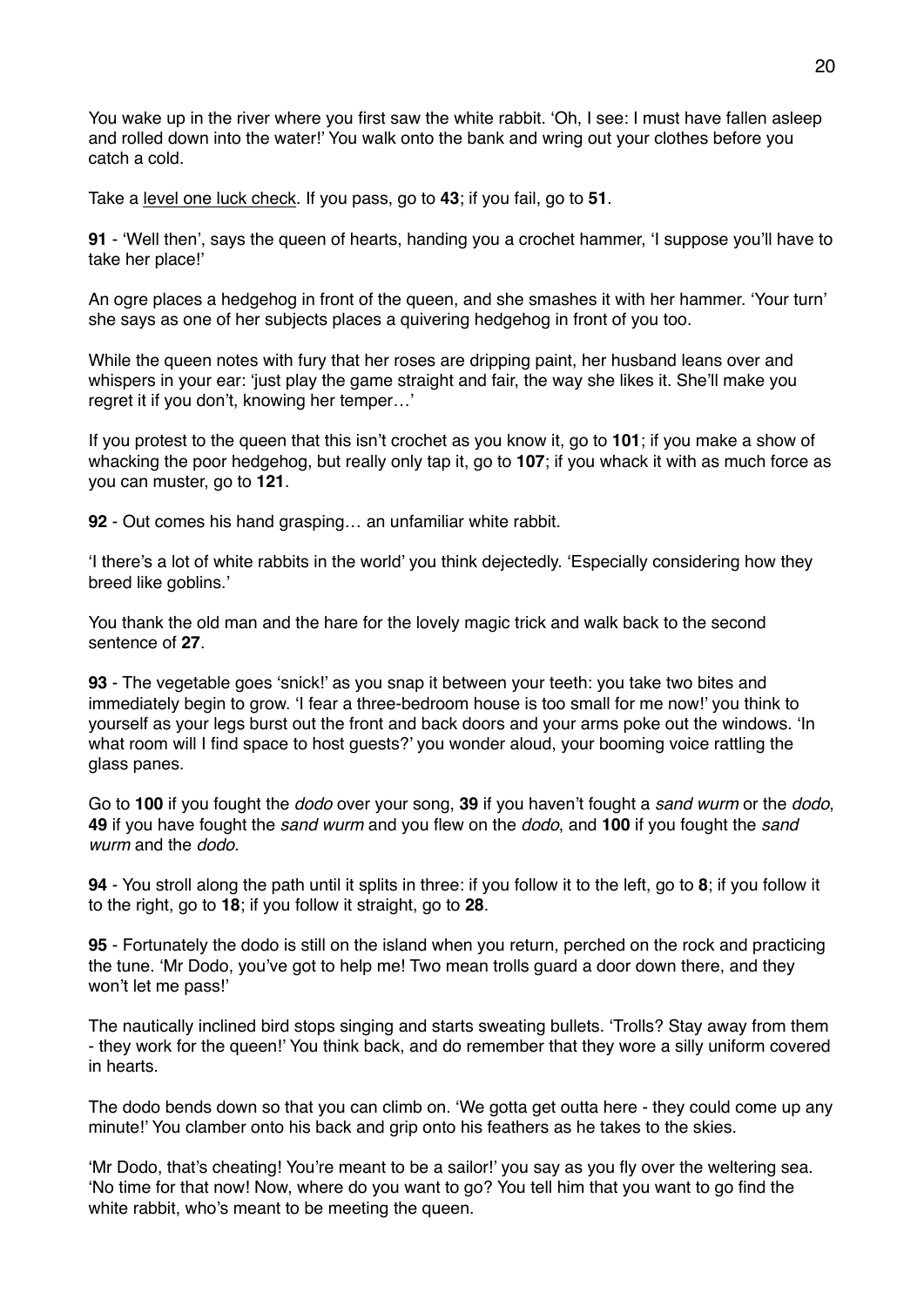You wake up in the river where you first saw the white rabbit. 'Oh, I see: I must have fallen asleep and rolled down into the water!' You walk onto the bank and wring out your clothes before you catch a cold.

Take a <u>level one luck check</u>. If you pass, go to **43**; if you fail, go to **51**.

**91** - 'Well then', says the queen of hearts, handing you a crochet hammer, 'I suppose you'll have to take her place!'

An ogre places a hedgehog in front of the queen, and she smashes it with her hammer. 'Your turn' she says as one of her subjects places a quivering hedgehog in front of you too.

While the queen notes with fury that her roses are dripping paint, her husband leans over and whispers in your ear: 'just play the game straight and fair, the way she likes it. She'll make you regret it if you don't, knowing her temper…'

If you protest to the queen that this isn't crochet as you know it, go to **101**; if you make a show of whacking the poor hedgehog, but really only tap it, go to **107**; if you whack it with as much force as you can muster, go to **121**.

**92** - Out comes his hand grasping… an unfamiliar white rabbit.

'I there's a lot of white rabbits in the world' you think dejectedly. 'Especially considering how they breed like goblins.'

You thank the old man and the hare for the lovely magic trick and walk back to the second sentence of **27**.

**93** - The vegetable goes 'snick!' as you snap it between your teeth: you take two bites and immediately begin to grow. 'I fear a three-bedroom house is too small for me now!' you think to yourself as your legs burst out the front and back doors and your arms poke out the windows. 'In what room will I find space to host guests?' you wonder aloud, your booming voice rattling the glass panes.

Go to **100** if you fought the *dodo* over your song, **39** if you haven't fought a *sand wurm* or the *dodo*, **49** if you have fought the *sand wurm* and you flew on the *dodo*, and **100** if you fought the *sand wurm* and the *dodo*.

**94** - You stroll along the path until it splits in three: if you follow it to the left, go to **8**; if you follow it to the right, go to **18**; if you follow it straight, go to **28**.

**95** - Fortunately the dodo is still on the island when you return, perched on the rock and practicing the tune. 'Mr Dodo, you've got to help me! Two mean trolls guard a door down there, and they won't let me pass!'

The nautically inclined bird stops singing and starts sweating bullets. 'Trolls? Stay away from them - they work for the queen!' You think back, and do remember that they wore a silly uniform covered in hearts.

The dodo bends down so that you can climb on. 'We gotta get outta here - they could come up any minute!' You clamber onto his back and grip onto his feathers as he takes to the skies.

'Mr Dodo, that's cheating! You're meant to be a sailor!' you say as you fly over the weltering sea. 'No time for that now! Now, where do you want to go? You tell him that you want to go find the white rabbit, who's meant to be meeting the queen.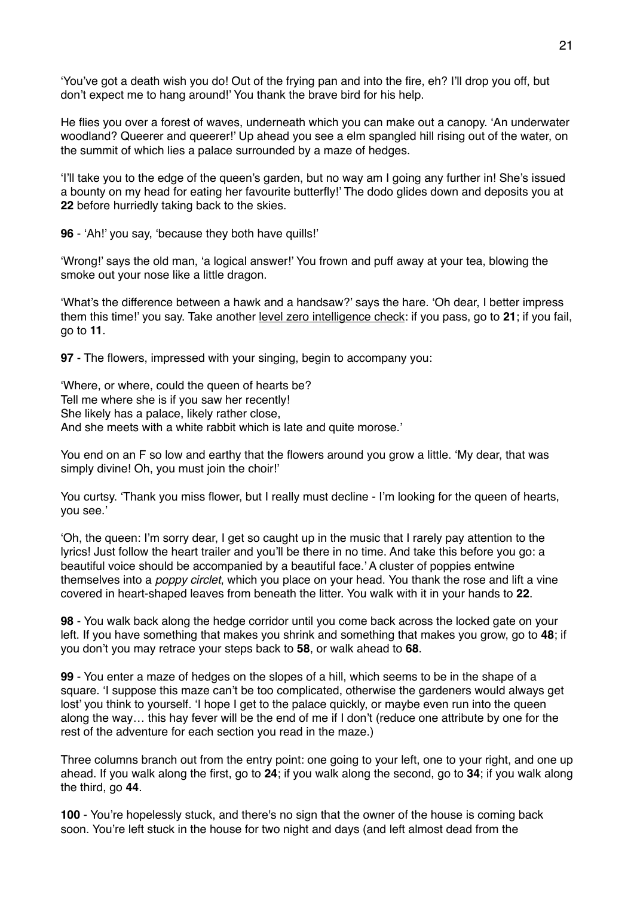'You've got a death wish you do! Out of the frying pan and into the fire, eh? I'll drop you off, but don't expect me to hang around!' You thank the brave bird for his help.

He flies you over a forest of waves, underneath which you can make out a canopy. 'An underwater woodland? Queerer and queerer!' Up ahead you see a elm spangled hill rising out of the water, on the summit of which lies a palace surrounded by a maze of hedges.

'I'll take you to the edge of the queen's garden, but no way am I going any further in! She's issued a bounty on my head for eating her favourite butterfly!' The dodo glides down and deposits you at **22** before hurriedly taking back to the skies.

**96** - 'Ah!' you say, 'because they both have quills!'

'Wrong!' says the old man, 'a logical answer!' You frown and puff away at your tea, blowing the smoke out your nose like a little dragon.

'What's the difference between a hawk and a handsaw?' says the hare. 'Oh dear, I better impress them this time!' you say. Take another level zero intelligence check: if you pass, go to **21**; if you fail, go to **11**.

**97** - The flowers, impressed with your singing, begin to accompany you:

'Where, or where, could the queen of hearts be?
Tell me where she is if you saw her recently!
She likely has a palace, likely rather close,
And she meets with a white rabbit which is late and quite morose.'

You end on an F so low and earthy that the flowers around you grow a little. 'My dear, that was simply divine! Oh, you must join the choir!'

You curtsy. 'Thank you miss flower, but I really must decline - I'm looking for the queen of hearts, you see.'

'Oh, the queen: I'm sorry dear, I get so caught up in the music that I rarely pay attention to the lyrics! Just follow the heart trailer and you'll be there in no time. And take this before you go: a beautiful voice should be accompanied by a beautiful face.' A cluster of poppies entwine themselves into a *poppy circlet*, which you place on your head. You thank the rose and lift a vine covered in heart-shaped leaves from beneath the litter. You walk with it in your hands to **22**.

**98** - You walk back along the hedge corridor until you come back across the locked gate on your left. If you have something that makes you shrink and something that makes you grow, go to **48**; if you don't you may retrace your steps back to **58**, or walk ahead to **68**.

**99** - You enter a maze of hedges on the slopes of a hill, which seems to be in the shape of a square. 'I suppose this maze can't be too complicated, otherwise the gardeners would always get lost' you think to yourself. 'I hope I get to the palace quickly, or maybe even run into the queen along the way… this hay fever will be the end of me if I don't (reduce one attribute by one for the rest of the adventure for each section you read in the maze.)

Three columns branch out from the entry point: one going to your left, one to your right, and one up ahead. If you walk along the first, go to **24**; if you walk along the second, go to **34**; if you walk along the third, go **44**.

**100** - You're hopelessly stuck, and there's no sign that the owner of the house is coming back soon. You're left stuck in the house for two night and days (and left almost dead from the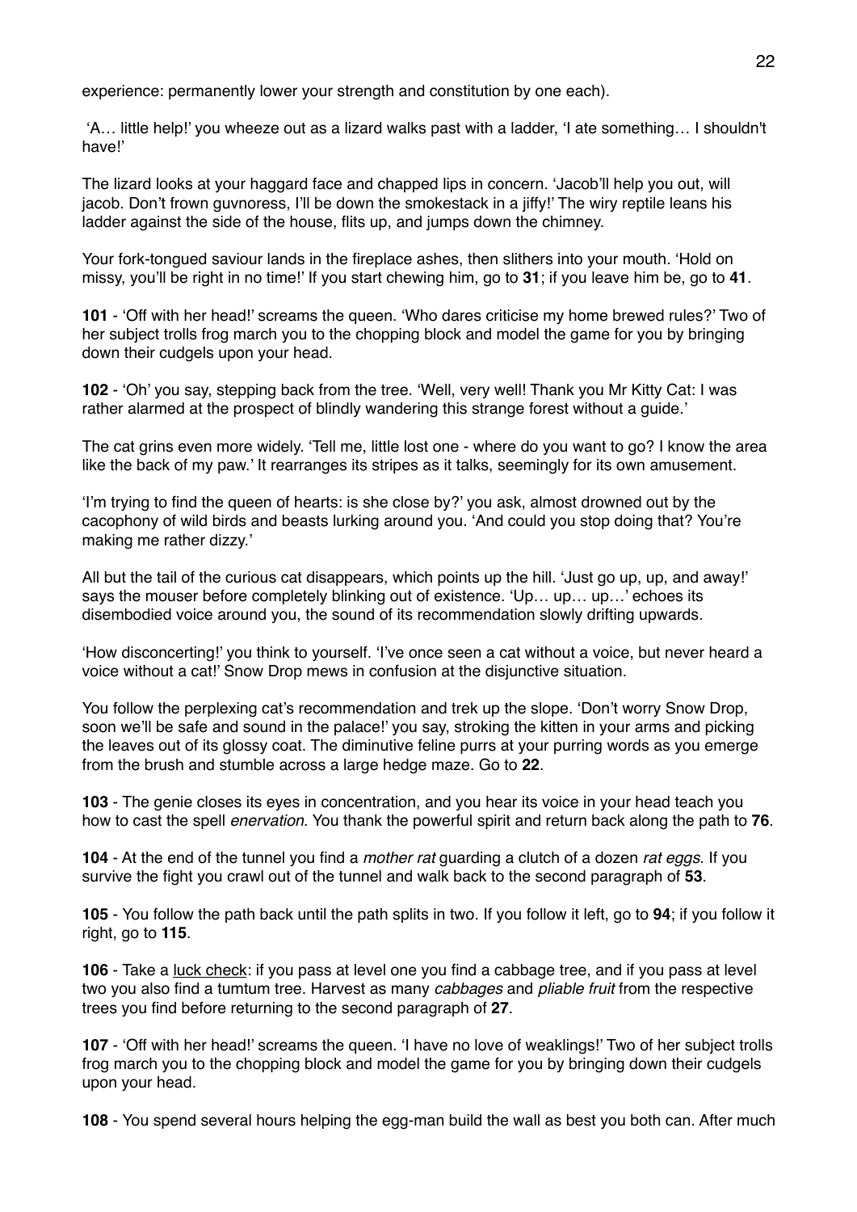experience: permanently lower your strength and constitution by one each).

'A… little help!' you wheeze out as a lizard walks past with a ladder, 'I ate something… I shouldn't have!'

The lizard looks at your haggard face and chapped lips in concern. 'Jacob'll help you out, will jacob. Don't frown guvnoress, I'll be down the smokestack in a jiffy!' The wiry reptile leans his ladder against the side of the house, flits up, and jumps down the chimney.

Your fork-tongued saviour lands in the fireplace ashes, then slithers into your mouth. 'Hold on missy, you'll be right in no time!' If you start chewing him, go to **31**; if you leave him be, go to **41**.

**101** - 'Off with her head!' screams the queen. 'Who dares criticise my home brewed rules?' Two of her subject trolls frog march you to the chopping block and model the game for you by bringing down their cudgels upon your head.

**102** - 'Oh' you say, stepping back from the tree. 'Well, very well! Thank you Mr Kitty Cat: I was rather alarmed at the prospect of blindly wandering this strange forest without a guide.'

The cat grins even more widely. 'Tell me, little lost one - where do you want to go? I know the area like the back of my paw.' It rearranges its stripes as it talks, seemingly for its own amusement.

'I'm trying to find the queen of hearts: is she close by?' you ask, almost drowned out by the cacophony of wild birds and beasts lurking around you. 'And could you stop doing that? You're making me rather dizzy.'

All but the tail of the curious cat disappears, which points up the hill. 'Just go up, up, and away!' says the mouser before completely blinking out of existence. 'Up… up… up…' echoes its disembodied voice around you, the sound of its recommendation slowly drifting upwards.

'How disconcerting!' you think to yourself. 'I've once seen a cat without a voice, but never heard a voice without a cat!' Snow Drop mews in confusion at the disjunctive situation.

You follow the perplexing cat's recommendation and trek up the slope. 'Don't worry Snow Drop, soon we'll be safe and sound in the palace!' you say, stroking the kitten in your arms and picking the leaves out of its glossy coat. The diminutive feline purrs at your purring words as you emerge from the brush and stumble across a large hedge maze. Go to **22**.

**103** - The genie closes its eyes in concentration, and you hear its voice in your head teach you how to cast the spell *enervation*. You thank the powerful spirit and return back along the path to **76**.

**104** - At the end of the tunnel you find a *mother rat* guarding a clutch of a dozen *rat eggs*. If you survive the fight you crawl out of the tunnel and walk back to the second paragraph of **53**.

**105** - You follow the path back until the path splits in two. If you follow it left, go to **94**; if you follow it right, go to **115**.

**106** - Take a luck check: if you pass at level one you find a cabbage tree, and if you pass at level two you also find a tumtum tree. Harvest as many *cabbages* and *pliable fruit* from the respective trees you find before returning to the second paragraph of **27**.

**107** - 'Off with her head!' screams the queen. 'I have no love of weaklings!' Two of her subject trolls frog march you to the chopping block and model the game for you by bringing down their cudgels upon your head.

**108** - You spend several hours helping the egg-man build the wall as best you both can. After much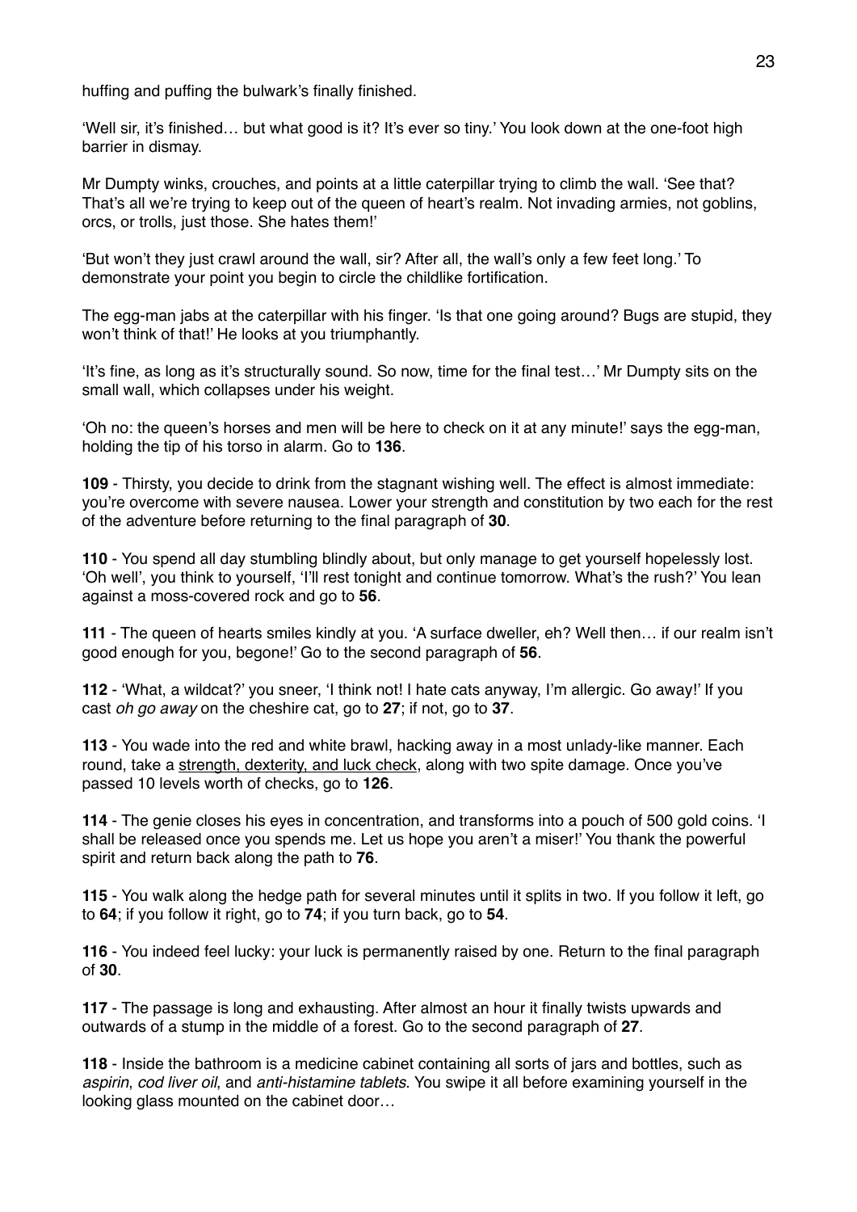huffing and puffing the bulwark's finally finished.

'Well sir, it's finished… but what good is it? It's ever so tiny.' You look down at the one-foot high barrier in dismay.

Mr Dumpty winks, crouches, and points at a little caterpillar trying to climb the wall. 'See that? That's all we're trying to keep out of the queen of heart's realm. Not invading armies, not goblins, orcs, or trolls, just those. She hates them!'

'But won't they just crawl around the wall, sir? After all, the wall's only a few feet long.' To demonstrate your point you begin to circle the childlike fortification.

The egg-man jabs at the caterpillar with his finger. 'Is that one going around? Bugs are stupid, they won't think of that!' He looks at you triumphantly.

'It's fine, as long as it's structurally sound. So now, time for the final test…' Mr Dumpty sits on the small wall, which collapses under his weight.

'Oh no: the queen's horses and men will be here to check on it at any minute!' says the egg-man, holding the tip of his torso in alarm. Go to **136**.

**109** - Thirsty, you decide to drink from the stagnant wishing well. The effect is almost immediate: you're overcome with severe nausea. Lower your strength and constitution by two each for the rest of the adventure before returning to the final paragraph of **30**.

**110** - You spend all day stumbling blindly about, but only manage to get yourself hopelessly lost. 'Oh well', you think to yourself, 'I'll rest tonight and continue tomorrow. What's the rush?' You lean against a moss-covered rock and go to **56**.

**111** - The queen of hearts smiles kindly at you. 'A surface dweller, eh? Well then… if our realm isn't good enough for you, begone!' Go to the second paragraph of **56**.

**112** - 'What, a wildcat?' you sneer, 'I think not! I hate cats anyway, I'm allergic. Go away!' If you cast *oh go away* on the cheshire cat, go to **27**; if not, go to **37**.

**113** - You wade into the red and white brawl, hacking away in a most unlady-like manner. Each round, take a <u>strength, dexterity, and luck check</u>, along with two spite damage. Once you've passed 10 levels worth of checks, go to **126**.

**114** - The genie closes his eyes in concentration, and transforms into a pouch of 500 gold coins. 'I shall be released once you spends me. Let us hope you aren't a miser!' You thank the powerful spirit and return back along the path to **76**.

**115** - You walk along the hedge path for several minutes until it splits in two. If you follow it left, go to **64**; if you follow it right, go to **74**; if you turn back, go to **54**.

**116** - You indeed feel lucky: your luck is permanently raised by one. Return to the final paragraph of **30**.

**117** - The passage is long and exhausting. After almost an hour it finally twists upwards and outwards of a stump in the middle of a forest. Go to the second paragraph of **27**.

**118** - Inside the bathroom is a medicine cabinet containing all sorts of jars and bottles, such as *aspirin*, *cod liver oil*, and *anti-histamine tablets*. You swipe it all before examining yourself in the looking glass mounted on the cabinet door…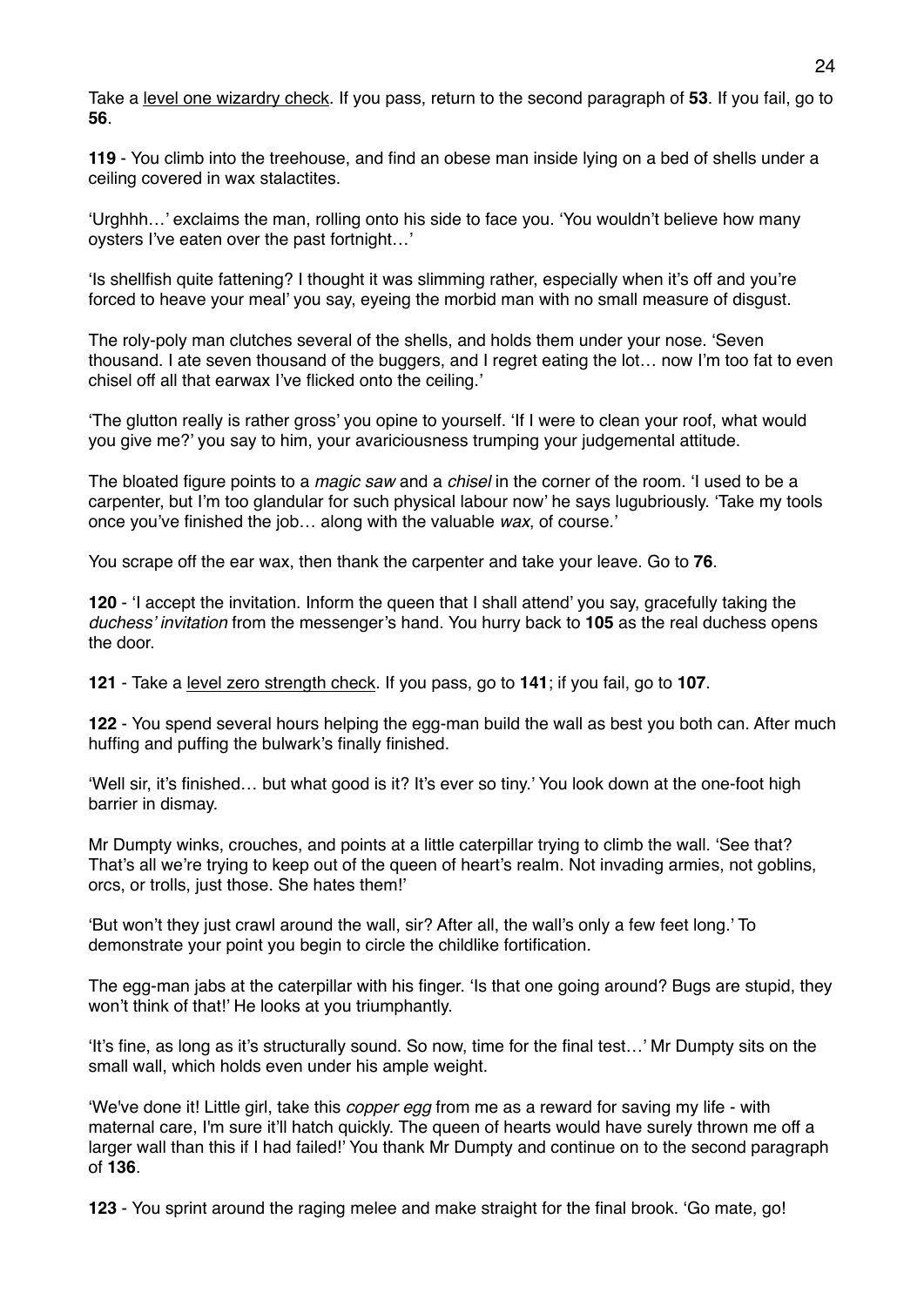Take a level one wizardry check. If you pass, return to the second paragraph of **53**. If you fail, go to **56**.

**119** - You climb into the treehouse, and find an obese man inside lying on a bed of shells under a ceiling covered in wax stalactites.

'Urghhh…' exclaims the man, rolling onto his side to face you. 'You wouldn't believe how many oysters I've eaten over the past fortnight…'

'Is shellfish quite fattening? I thought it was slimming rather, especially when it's off and you're forced to heave your meal' you say, eyeing the morbid man with no small measure of disgust.

The roly-poly man clutches several of the shells, and holds them under your nose. 'Seven thousand. I ate seven thousand of the buggers, and I regret eating the lot… now I'm too fat to even chisel off all that earwax I've flicked onto the ceiling.'

'The glutton really is rather gross' you opine to yourself. 'If I were to clean your roof, what would you give me?' you say to him, your avariciousness trumping your judgemental attitude.

The bloated figure points to a *magic saw* and a *chisel* in the corner of the room. 'I used to be a carpenter, but I'm too glandular for such physical labour now' he says lugubriously. 'Take my tools once you've finished the job… along with the valuable *wax*, of course.'

You scrape off the ear wax, then thank the carpenter and take your leave. Go to **76**.

**120** - 'I accept the invitation. Inform the queen that I shall attend' you say, gracefully taking the *duchess' invitation* from the messenger's hand. You hurry back to **105** as the real duchess opens the door.

**121** - Take a level zero strength check. If you pass, go to **141**; if you fail, go to **107**.

**122** - You spend several hours helping the egg-man build the wall as best you both can. After much huffing and puffing the bulwark's finally finished.

'Well sir, it's finished… but what good is it? It's ever so tiny.' You look down at the one-foot high barrier in dismay.

Mr Dumpty winks, crouches, and points at a little caterpillar trying to climb the wall. 'See that? That's all we're trying to keep out of the queen of heart's realm. Not invading armies, not goblins, orcs, or trolls, just those. She hates them!'

'But won't they just crawl around the wall, sir? After all, the wall's only a few feet long.' To demonstrate your point you begin to circle the childlike fortification.

The egg-man jabs at the caterpillar with his finger. 'Is that one going around? Bugs are stupid, they won't think of that!' He looks at you triumphantly.

'It's fine, as long as it's structurally sound. So now, time for the final test…' Mr Dumpty sits on the small wall, which holds even under his ample weight.

'We've done it! Little girl, take this *copper egg* from me as a reward for saving my life - with maternal care, I'm sure it'll hatch quickly. The queen of hearts would have surely thrown me off a larger wall than this if I had failed!' You thank Mr Dumpty and continue on to the second paragraph of **136**.

**123** - You sprint around the raging melee and make straight for the final brook. 'Go mate, go!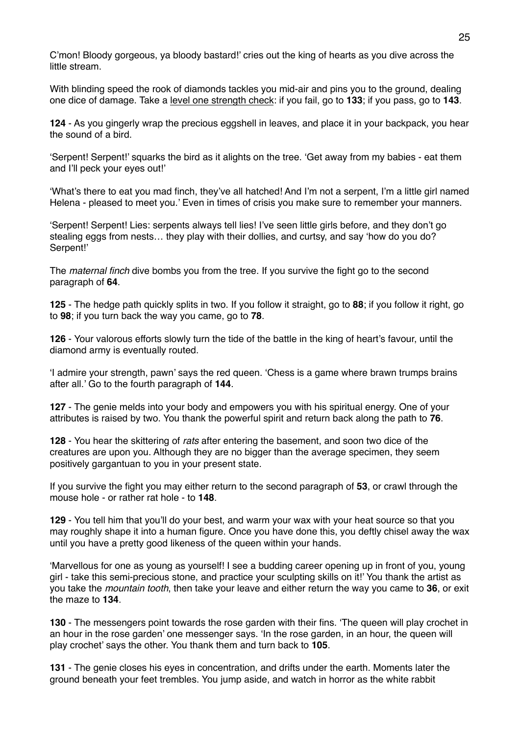C'mon! Bloody gorgeous, ya bloody bastard!' cries out the king of hearts as you dive across the little stream.

With blinding speed the rook of diamonds tackles you mid-air and pins you to the ground, dealing one dice of damage. Take a <u>level one strength check</u>: if you fail, go to **133**; if you pass, go to **143**.

**124** - As you gingerly wrap the precious eggshell in leaves, and place it in your backpack, you hear the sound of a bird.

'Serpent! Serpent!' squarks the bird as it alights on the tree. 'Get away from my babies - eat them and I'll peck your eyes out!'

'What's there to eat you mad finch, they've all hatched! And I'm not a serpent, I'm a little girl named Helena - pleased to meet you.' Even in times of crisis you make sure to remember your manners.

'Serpent! Serpent! Lies: serpents always tell lies! I've seen little girls before, and they don't go stealing eggs from nests… they play with their dollies, and curtsy, and say 'how do you do? Serpent!'

The *maternal finch* dive bombs you from the tree. If you survive the fight go to the second paragraph of **64**.

**125** - The hedge path quickly splits in two. If you follow it straight, go to **88**; if you follow it right, go to **98**; if you turn back the way you came, go to **78**.

**126** - Your valorous efforts slowly turn the tide of the battle in the king of heart's favour, until the diamond army is eventually routed.

'I admire your strength, pawn' says the red queen. 'Chess is a game where brawn trumps brains after all.' Go to the fourth paragraph of **144**.

**127** - The genie melds into your body and empowers you with his spiritual energy. One of your attributes is raised by two. You thank the powerful spirit and return back along the path to **76**.

**128** - You hear the skittering of *rats* after entering the basement, and soon two dice of the creatures are upon you. Although they are no bigger than the average specimen, they seem positively gargantuan to you in your present state.

If you survive the fight you may either return to the second paragraph of **53**, or crawl through the mouse hole - or rather rat hole - to **148**.

**129** - You tell him that you'll do your best, and warm your wax with your heat source so that you may roughly shape it into a human figure. Once you have done this, you deftly chisel away the wax until you have a pretty good likeness of the queen within your hands.

'Marvellous for one as young as yourself! I see a budding career opening up in front of you, young girl - take this semi-precious stone, and practice your sculpting skills on it!' You thank the artist as you take the *mountain tooth*, then take your leave and either return the way you came to **36**, or exit the maze to **134**.

**130** - The messengers point towards the rose garden with their fins. 'The queen will play crochet in an hour in the rose garden' one messenger says. 'In the rose garden, in an hour, the queen will play crochet' says the other. You thank them and turn back to **105**.

**131** - The genie closes his eyes in concentration, and drifts under the earth. Moments later the ground beneath your feet trembles. You jump aside, and watch in horror as the white rabbit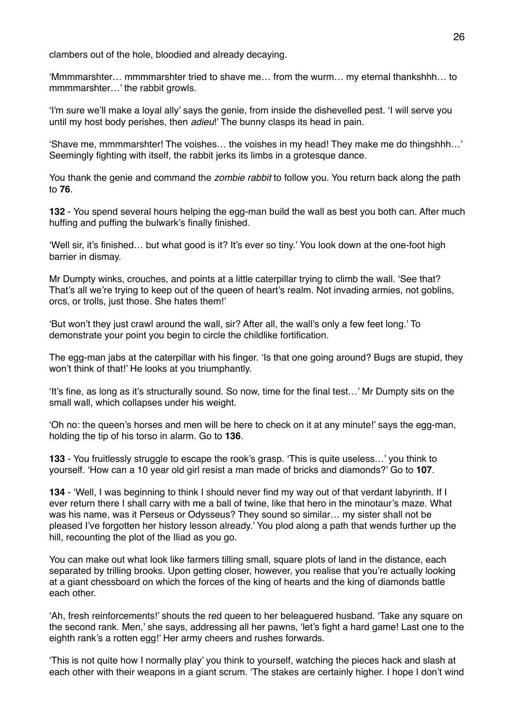clambers out of the hole, bloodied and already decaying.

'Mmmmarshter… mmmmarshter tried to shave me… from the wurm… my eternal thankshhh… to mmmmarshter…' the rabbit growls.

'I'm sure we'll make a loyal ally' says the genie, from inside the dishevelled pest. 'I will serve you until my host body perishes, then *adieu*!' The bunny clasps its head in pain.

'Shave me, mmmmarshter! The voishes… the voishes in my head! They make me do thingshhh…' Seemingly fighting with itself, the rabbit jerks its limbs in a grotesque dance.

You thank the genie and command the *zombie rabbit* to follow you. You return back along the path to **76**.

**132** - You spend several hours helping the egg-man build the wall as best you both can. After much huffing and puffing the bulwark's finally finished.

'Well sir, it's finished… but what good is it? It's ever so tiny.' You look down at the one-foot high barrier in dismay.

Mr Dumpty winks, crouches, and points at a little caterpillar trying to climb the wall. 'See that? That's all we're trying to keep out of the queen of heart's realm. Not invading armies, not goblins, orcs, or trolls, just those. She hates them!'

'But won't they just crawl around the wall, sir? After all, the wall's only a few feet long.' To demonstrate your point you begin to circle the childlike fortification.

The egg-man jabs at the caterpillar with his finger. 'Is that one going around? Bugs are stupid, they won't think of that!' He looks at you triumphantly.

'It's fine, as long as it's structurally sound. So now, time for the final test…' Mr Dumpty sits on the small wall, which collapses under his weight.

'Oh no: the queen's horses and men will be here to check on it at any minute!' says the egg-man, holding the tip of his torso in alarm. Go to **136**.

**133** - You fruitlessly struggle to escape the rook's grasp. 'This is quite useless…' you think to yourself. 'How can a 10 year old girl resist a man made of bricks and diamonds?' Go to **107**.

**134** - 'Well, I was beginning to think I should never find my way out of that verdant labyrinth. If I ever return there I shall carry with me a ball of twine, like that hero in the minotaur's maze. What was his name, was it Perseus or Odysseus? They sound so similar… my sister shall not be pleased I've forgotten her history lesson already.' You plod along a path that wends further up the hill, recounting the plot of the Iliad as you go.

You can make out what look like farmers tilling small, square plots of land in the distance, each separated by trilling brooks. Upon getting closer, however, you realise that you're actually looking at a giant chessboard on which the forces of the king of hearts and the king of diamonds battle each other.

'Ah, fresh reinforcements!' shouts the red queen to her beleaguered husband. 'Take any square on the second rank. Men,' she says, addressing all her pawns, 'let's fight a hard game! Last one to the eighth rank's a rotten egg!' Her army cheers and rushes forwards.

'This is not quite how I normally play' you think to yourself, watching the pieces hack and slash at each other with their weapons in a giant scrum. 'The stakes are certainly higher. I hope I don't wind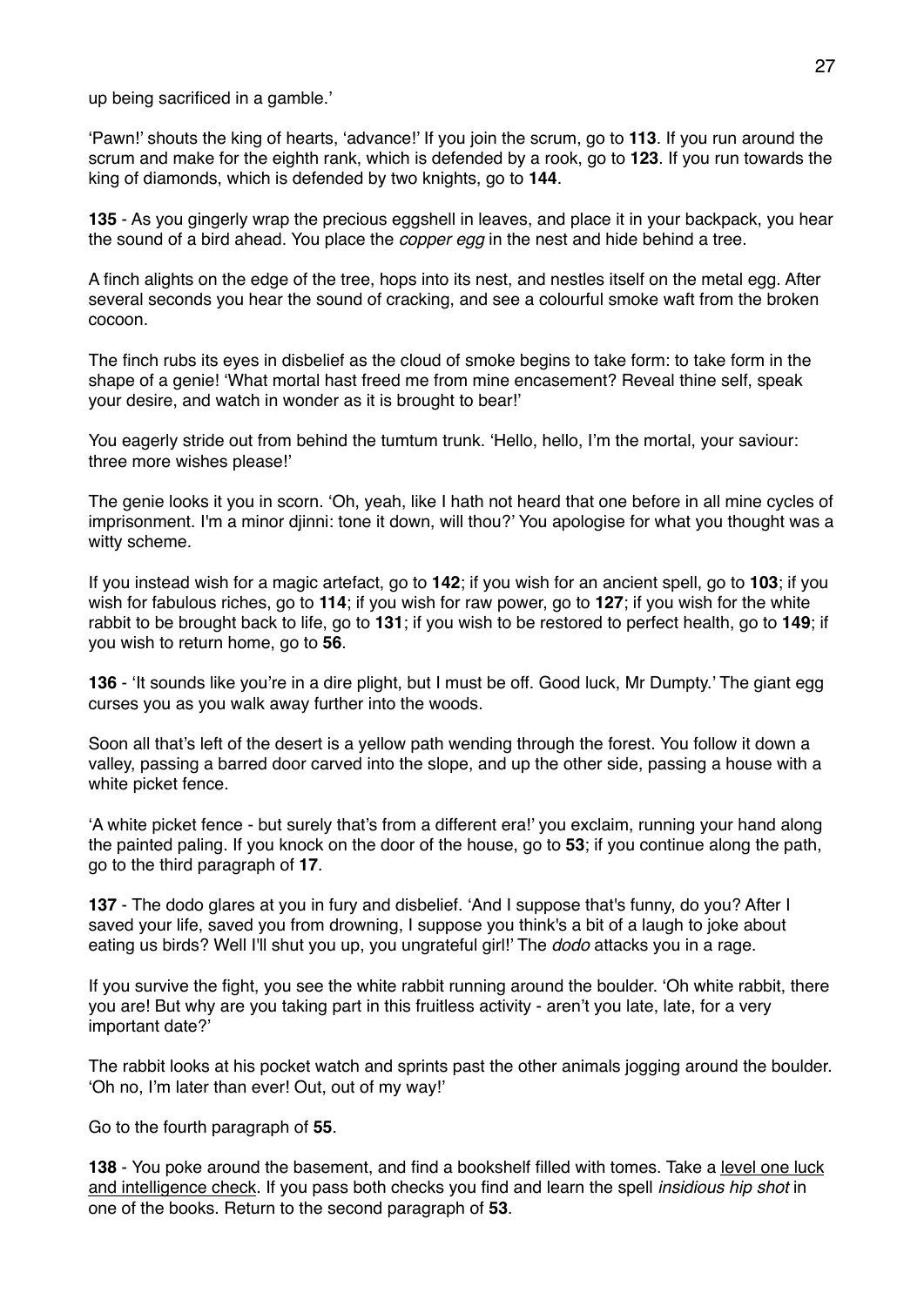up being sacrificed in a gamble.'

'Pawn!' shouts the king of hearts, 'advance!' If you join the scrum, go to **113**. If you run around the scrum and make for the eighth rank, which is defended by a rook, go to **123**. If you run towards the king of diamonds, which is defended by two knights, go to **144**.

**135** - As you gingerly wrap the precious eggshell in leaves, and place it in your backpack, you hear the sound of a bird ahead. You place the *copper egg* in the nest and hide behind a tree.

A finch alights on the edge of the tree, hops into its nest, and nestles itself on the metal egg. After several seconds you hear the sound of cracking, and see a colourful smoke waft from the broken cocoon.

The finch rubs its eyes in disbelief as the cloud of smoke begins to take form: to take form in the shape of a genie! 'What mortal hast freed me from mine encasement? Reveal thine self, speak your desire, and watch in wonder as it is brought to bear!'

You eagerly stride out from behind the tumtum trunk. 'Hello, hello, I'm the mortal, your saviour: three more wishes please!'

The genie looks it you in scorn. 'Oh, yeah, like I hath not heard that one before in all mine cycles of imprisonment. I'm a minor djinni: tone it down, will thou?' You apologise for what you thought was a witty scheme.

If you instead wish for a magic artefact, go to **142**; if you wish for an ancient spell, go to **103**; if you wish for fabulous riches, go to **114**; if you wish for raw power, go to **127**; if you wish for the white rabbit to be brought back to life, go to **131**; if you wish to be restored to perfect health, go to **149**; if you wish to return home, go to **56**.

**136** - 'It sounds like you're in a dire plight, but I must be off. Good luck, Mr Dumpty.' The giant egg curses you as you walk away further into the woods.

Soon all that's left of the desert is a yellow path wending through the forest. You follow it down a valley, passing a barred door carved into the slope, and up the other side, passing a house with a white picket fence.

'A white picket fence - but surely that's from a different era!' you exclaim, running your hand along the painted paling. If you knock on the door of the house, go to **53**; if you continue along the path, go to the third paragraph of **17**.

**137** - The dodo glares at you in fury and disbelief. 'And I suppose that's funny, do you? After I saved your life, saved you from drowning, I suppose you think's a bit of a laugh to joke about eating us birds? Well I'll shut you up, you ungrateful girl!' The *dodo* attacks you in a rage.

If you survive the fight, you see the white rabbit running around the boulder. 'Oh white rabbit, there you are! But why are you taking part in this fruitless activity - aren't you late, late, for a very important date?'

The rabbit looks at his pocket watch and sprints past the other animals jogging around the boulder. 'Oh no, I'm later than ever! Out, out of my way!'

Go to the fourth paragraph of **55**.

**138** - You poke around the basement, and find a bookshelf filled with tomes. Take a <u>level one luck and intelligence check</u>. If you pass both checks you find and learn the spell *insidious hip shot* in one of the books. Return to the second paragraph of **53**.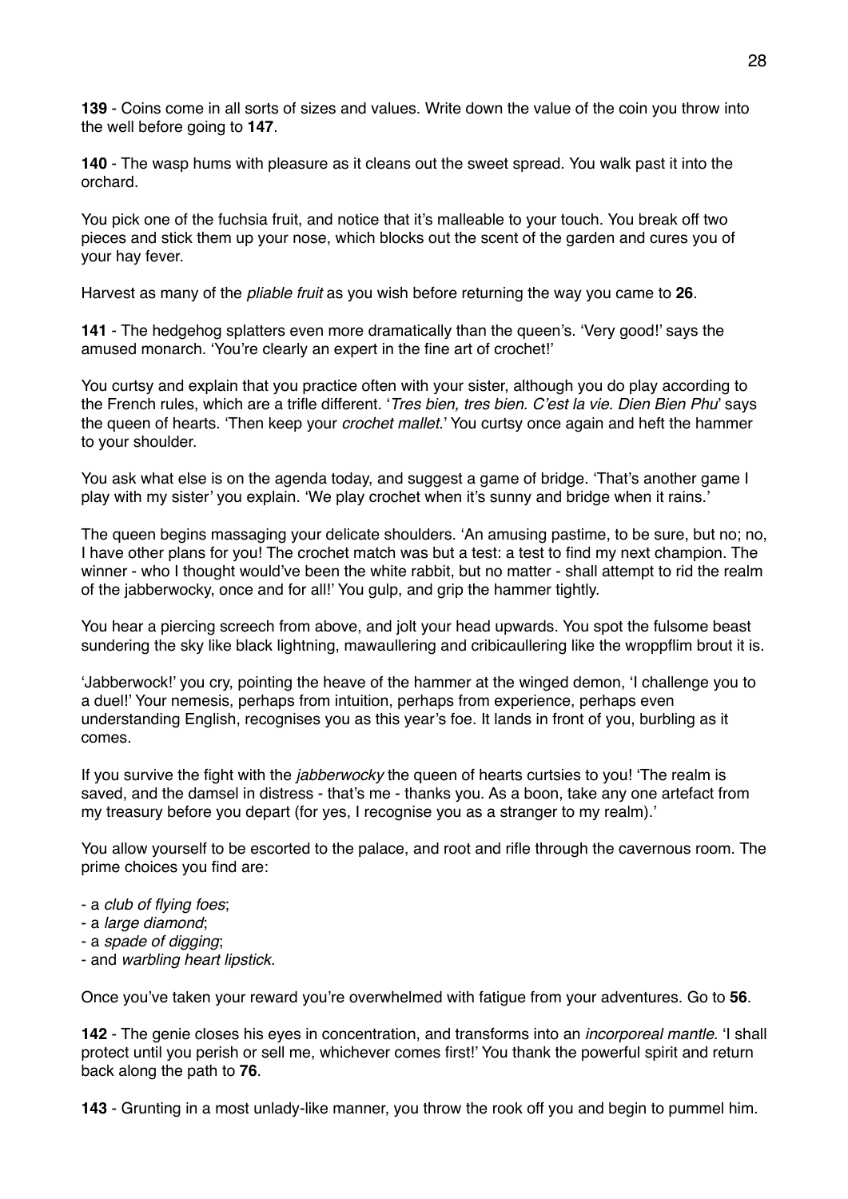**139** - Coins come in all sorts of sizes and values. Write down the value of the coin you throw into the well before going to **147**.

**140** - The wasp hums with pleasure as it cleans out the sweet spread. You walk past it into the orchard.

You pick one of the fuchsia fruit, and notice that it's malleable to your touch. You break off two pieces and stick them up your nose, which blocks out the scent of the garden and cures you of your hay fever.

Harvest as many of the *pliable fruit* as you wish before returning the way you came to **26**.

**141** - The hedgehog splatters even more dramatically than the queen's. 'Very good!' says the amused monarch. 'You're clearly an expert in the fine art of crochet!'

You curtsy and explain that you practice often with your sister, although you do play according to the French rules, which are a trifle different. '*Tres bien, tres bien. C'est la vie. Dien Bien Phu*' says the queen of hearts. 'Then keep your *crochet mallet*.' You curtsy once again and heft the hammer to your shoulder.

You ask what else is on the agenda today, and suggest a game of bridge. 'That's another game I play with my sister' you explain. 'We play crochet when it's sunny and bridge when it rains.'

The queen begins massaging your delicate shoulders. 'An amusing pastime, to be sure, but no; no, I have other plans for you! The crochet match was but a test: a test to find my next champion. The winner - who I thought would've been the white rabbit, but no matter - shall attempt to rid the realm of the jabberwocky, once and for all!' You gulp, and grip the hammer tightly.

You hear a piercing screech from above, and jolt your head upwards. You spot the fulsome beast sundering the sky like black lightning, mawaullering and cribicaullering like the wroppflim brout it is.

'Jabberwock!' you cry, pointing the heave of the hammer at the winged demon, 'I challenge you to a duel!' Your nemesis, perhaps from intuition, perhaps from experience, perhaps even understanding English, recognises you as this year's foe. It lands in front of you, burbling as it comes.

If you survive the fight with the *jabberwocky* the queen of hearts curtsies to you! 'The realm is saved, and the damsel in distress - that's me - thanks you. As a boon, take any one artefact from my treasury before you depart (for yes, I recognise you as a stranger to my realm).'

You allow yourself to be escorted to the palace, and root and rifle through the cavernous room. The prime choices you find are:

- a *club of flying foes*;
- a *large diamond*;
- a *spade of digging*;
- and *warbling heart lipstick*.

Once you've taken your reward you're overwhelmed with fatigue from your adventures. Go to **56**.

**142** - The genie closes his eyes in concentration, and transforms into an *incorporeal mantle*. 'I shall protect until you perish or sell me, whichever comes first!' You thank the powerful spirit and return back along the path to **76**.

**143** - Grunting in a most unlady-like manner, you throw the rook off you and begin to pummel him.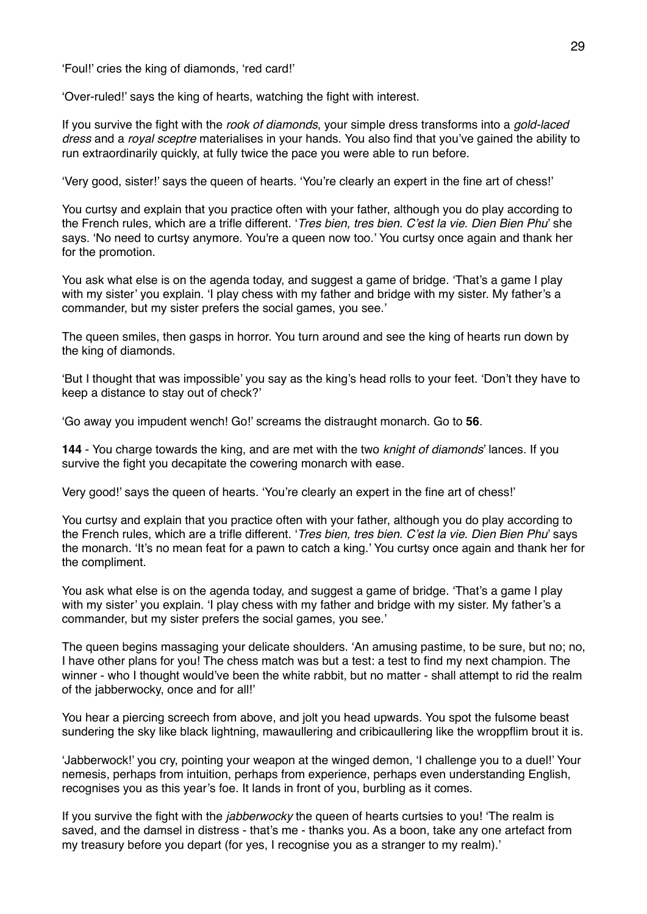'Foul!' cries the king of diamonds, 'red card!'

'Over-ruled!' says the king of hearts, watching the fight with interest.

If you survive the fight with the *rook of diamonds*, your simple dress transforms into a *gold-laced dress* and a *royal sceptre* materialises in your hands. You also find that you've gained the ability to run extraordinarily quickly, at fully twice the pace you were able to run before.

'Very good, sister!' says the queen of hearts. 'You're clearly an expert in the fine art of chess!'

You curtsy and explain that you practice often with your father, although you do play according to the French rules, which are a trifle different. '*Tres bien, tres bien. C'est la vie. Dien Bien Phu*' she says. 'No need to curtsy anymore. You're a queen now too.' You curtsy once again and thank her for the promotion.

You ask what else is on the agenda today, and suggest a game of bridge. 'That's a game I play with my sister' you explain. 'I play chess with my father and bridge with my sister. My father's a commander, but my sister prefers the social games, you see.'

The queen smiles, then gasps in horror. You turn around and see the king of hearts run down by the king of diamonds.

'But I thought that was impossible' you say as the king's head rolls to your feet. 'Don't they have to keep a distance to stay out of check?'

'Go away you impudent wench! Go!' screams the distraught monarch. Go to **56**.

**144** - You charge towards the king, and are met with the two *knight of diamonds*' lances. If you survive the fight you decapitate the cowering monarch with ease.

Very good!' says the queen of hearts. 'You're clearly an expert in the fine art of chess!'

You curtsy and explain that you practice often with your father, although you do play according to the French rules, which are a trifle different. '*Tres bien, tres bien. C'est la vie. Dien Bien Phu*' says the monarch. 'It's no mean feat for a pawn to catch a king.' You curtsy once again and thank her for the compliment.

You ask what else is on the agenda today, and suggest a game of bridge. 'That's a game I play with my sister' you explain. 'I play chess with my father and bridge with my sister. My father's a commander, but my sister prefers the social games, you see.'

The queen begins massaging your delicate shoulders. 'An amusing pastime, to be sure, but no; no, I have other plans for you! The chess match was but a test: a test to find my next champion. The winner - who I thought would've been the white rabbit, but no matter - shall attempt to rid the realm of the jabberwocky, once and for all!'

You hear a piercing screech from above, and jolt you head upwards. You spot the fulsome beast sundering the sky like black lightning, mawaullering and cribicaullering like the wroppflim brout it is.

'Jabberwock!' you cry, pointing your weapon at the winged demon, 'I challenge you to a duel!' Your nemesis, perhaps from intuition, perhaps from experience, perhaps even understanding English, recognises you as this year's foe. It lands in front of you, burbling as it comes.

If you survive the fight with the *jabberwocky* the queen of hearts curtsies to you! 'The realm is saved, and the damsel in distress - that's me - thanks you. As a boon, take any one artefact from my treasury before you depart (for yes, I recognise you as a stranger to my realm).'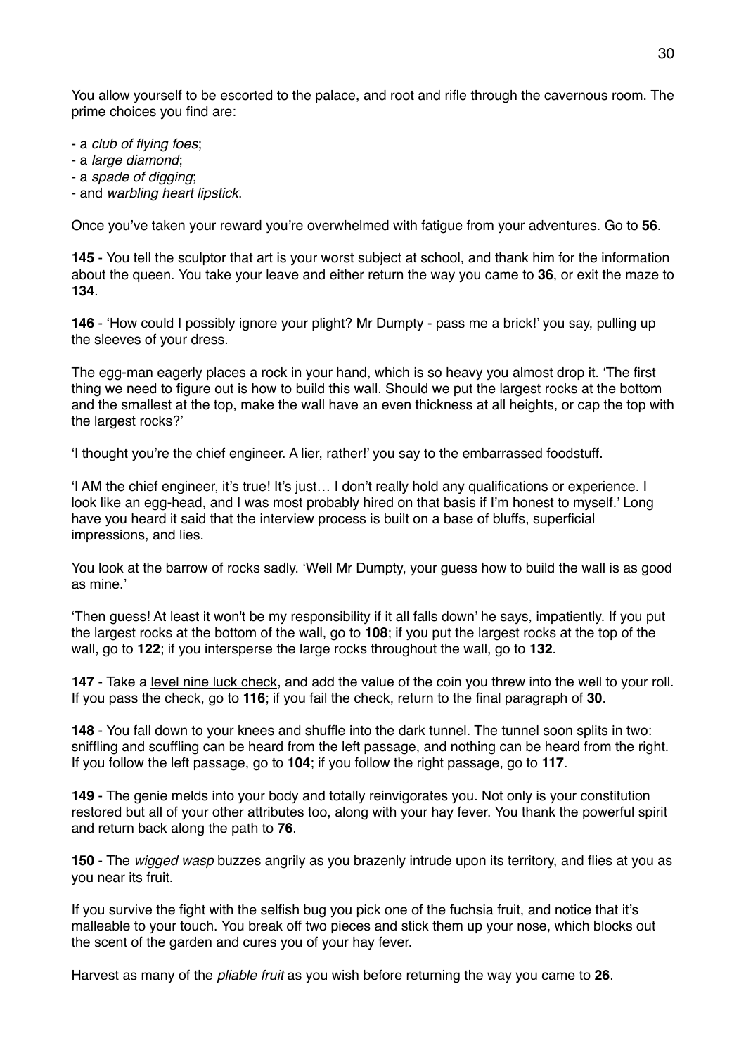You allow yourself to be escorted to the palace, and root and rifle through the cavernous room. The prime choices you find are:

- a *club of flying foes*;
- a *large diamond*;
- a *spade of digging*;
- and *warbling heart lipstick*.

Once you've taken your reward you're overwhelmed with fatigue from your adventures. Go to **56**.

**145** - You tell the sculptor that art is your worst subject at school, and thank him for the information about the queen. You take your leave and either return the way you came to **36**, or exit the maze to **134**.

**146** - 'How could I possibly ignore your plight? Mr Dumpty - pass me a brick!' you say, pulling up the sleeves of your dress.

The egg-man eagerly places a rock in your hand, which is so heavy you almost drop it. 'The first thing we need to figure out is how to build this wall. Should we put the largest rocks at the bottom and the smallest at the top, make the wall have an even thickness at all heights, or cap the top with the largest rocks?'

'I thought you're the chief engineer. A lier, rather!' you say to the embarrassed foodstuff.

'I AM the chief engineer, it's true! It's just… I don't really hold any qualifications or experience. I look like an egg-head, and I was most probably hired on that basis if I'm honest to myself.' Long have you heard it said that the interview process is built on a base of bluffs, superficial impressions, and lies.

You look at the barrow of rocks sadly. 'Well Mr Dumpty, your guess how to build the wall is as good as mine.'

'Then guess! At least it won't be my responsibility if it all falls down' he says, impatiently. If you put the largest rocks at the bottom of the wall, go to **108**; if you put the largest rocks at the top of the wall, go to **122**; if you intersperse the large rocks throughout the wall, go to **132**.

**147** - Take a <u>level nine luck check</u>, and add the value of the coin you threw into the well to your roll. If you pass the check, go to **116**; if you fail the check, return to the final paragraph of **30**.

**148** - You fall down to your knees and shuffle into the dark tunnel. The tunnel soon splits in two: sniffling and scuffling can be heard from the left passage, and nothing can be heard from the right. If you follow the left passage, go to **104**; if you follow the right passage, go to **117**.

**149** - The genie melds into your body and totally reinvigorates you. Not only is your constitution restored but all of your other attributes too, along with your hay fever. You thank the powerful spirit and return back along the path to **76**.

**150** - The *wigged wasp* buzzes angrily as you brazenly intrude upon its territory, and flies at you as you near its fruit.

If you survive the fight with the selfish bug you pick one of the fuchsia fruit, and notice that it's malleable to your touch. You break off two pieces and stick them up your nose, which blocks out the scent of the garden and cures you of your hay fever.

Harvest as many of the *pliable fruit* as you wish before returning the way you came to **26**.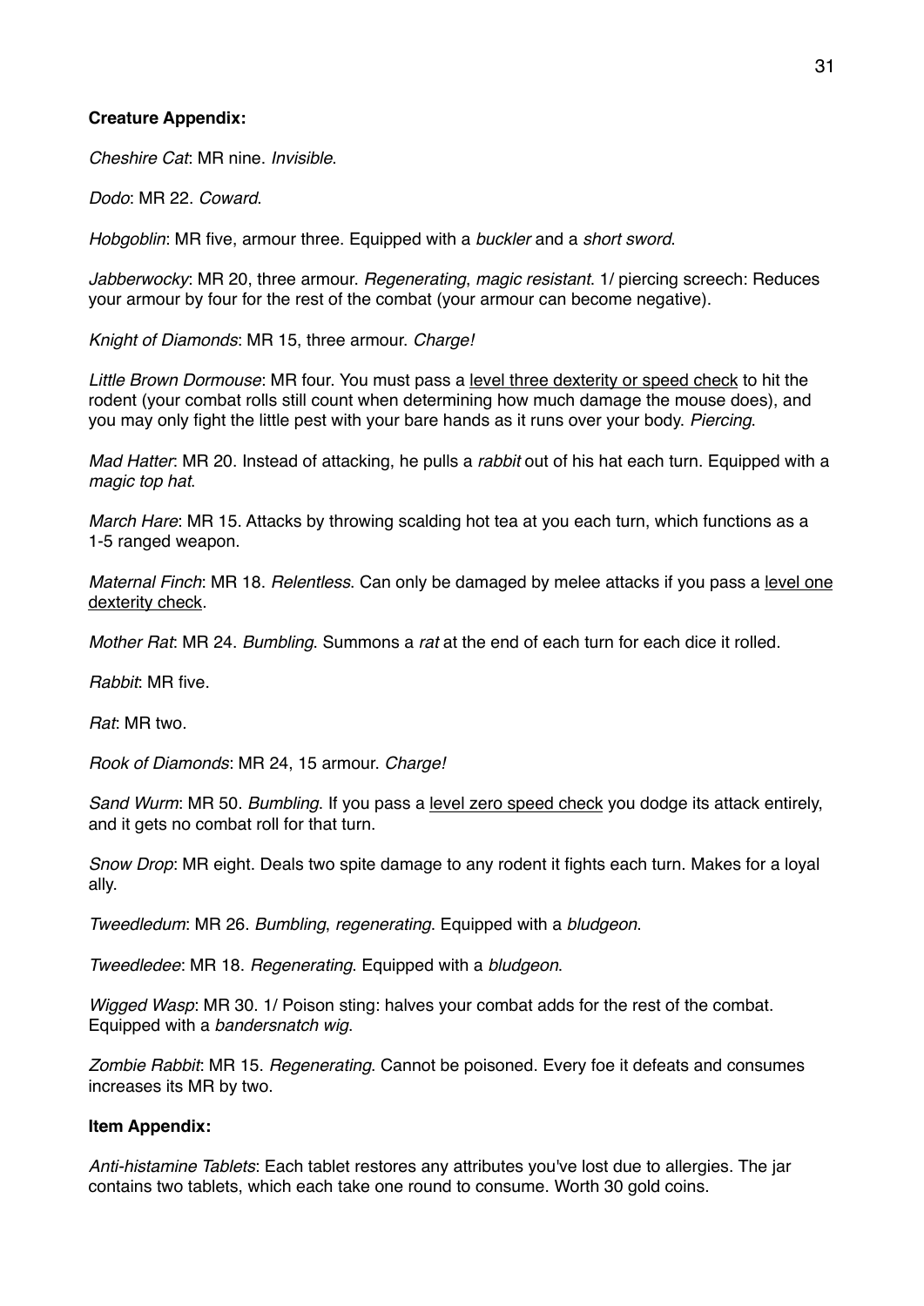**Creature Appendix:**

*Cheshire Cat*: MR nine. *Invisible*.

*Dodo*: MR 22. *Coward*.

*Hobgoblin*: MR five, armour three. Equipped with a *buckler* and a *short sword*.

*Jabberwocky*: MR 20, three armour. *Regenerating*, *magic resistant*. 1/ piercing screech: Reduces your armour by four for the rest of the combat (your armour can become negative).

*Knight of Diamonds*: MR 15, three armour. *Charge!*

*Little Brown Dormouse*: MR four. You must pass a <u>level three dexterity or speed check</u> to hit the rodent (your combat rolls still count when determining how much damage the mouse does), and you may only fight the little pest with your bare hands as it runs over your body. *Piercing*.

*Mad Hatter*: MR 20. Instead of attacking, he pulls a *rabbit* out of his hat each turn. Equipped with a *magic top hat*.

*March Hare*: MR 15. Attacks by throwing scalding hot tea at you each turn, which functions as a 1-5 ranged weapon.

*Maternal Finch*: MR 18. *Relentless*. Can only be damaged by melee attacks if you pass a <u>level one dexterity check</u>.

*Mother Rat*: MR 24. *Bumbling*. Summons a *rat* at the end of each turn for each dice it rolled.

*Rabbit*: MR five.

*Rat*: MR two.

*Rook of Diamonds*: MR 24, 15 armour. *Charge!*

*Sand Wurm*: MR 50. *Bumbling*. If you pass a <u>level zero speed check</u> you dodge its attack entirely, and it gets no combat roll for that turn.

*Snow Drop*: MR eight. Deals two spite damage to any rodent it fights each turn. Makes for a loyal ally.

*Tweedledum*: MR 26. *Bumbling*, *regenerating*. Equipped with a *bludgeon*.

*Tweedledee*: MR 18. *Regenerating*. Equipped with a *bludgeon*.

*Wigged Wasp*: MR 30. 1/ Poison sting: halves your combat adds for the rest of the combat. Equipped with a *bandersnatch wig*.

*Zombie Rabbit*: MR 15. *Regenerating*. Cannot be poisoned. Every foe it defeats and consumes increases its MR by two.

**Item Appendix:**

*Anti-histamine Tablets*: Each tablet restores any attributes you've lost due to allergies. The jar contains two tablets, which each take one round to consume. Worth 30 gold coins.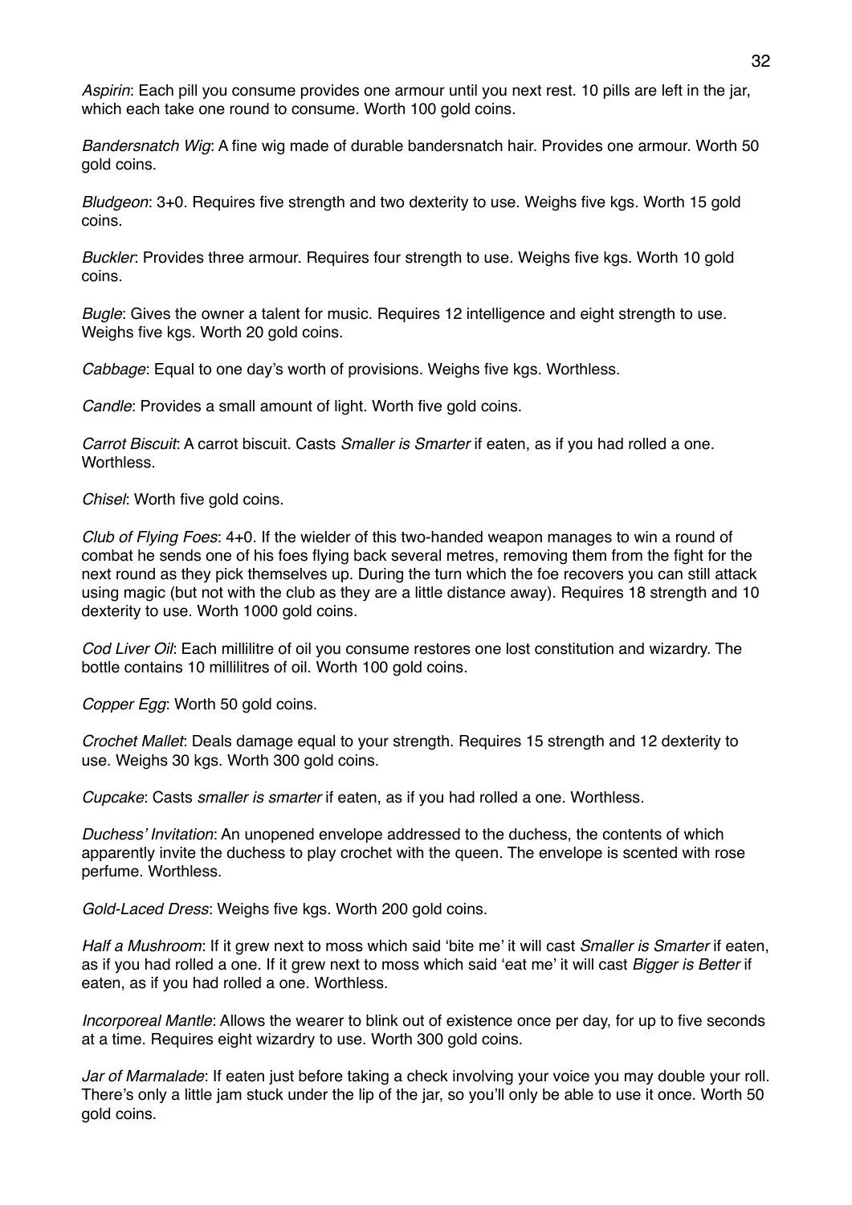*Aspirin*: Each pill you consume provides one armour until you next rest. 10 pills are left in the jar, which each take one round to consume. Worth 100 gold coins.

*Bandersnatch Wig*: A fine wig made of durable bandersnatch hair. Provides one armour. Worth 50 gold coins.

*Bludgeon*: 3+0. Requires five strength and two dexterity to use. Weighs five kgs. Worth 15 gold coins.

*Buckler*: Provides three armour. Requires four strength to use. Weighs five kgs. Worth 10 gold coins.

*Bugle*: Gives the owner a talent for music. Requires 12 intelligence and eight strength to use. Weighs five kgs. Worth 20 gold coins.

*Cabbage*: Equal to one day's worth of provisions. Weighs five kgs. Worthless.

*Candle*: Provides a small amount of light. Worth five gold coins.

*Carrot Biscuit*: A carrot biscuit. Casts *Smaller is Smarter* if eaten, as if you had rolled a one. Worthless.

*Chisel*: Worth five gold coins.

*Club of Flying Foes*: 4+0. If the wielder of this two-handed weapon manages to win a round of combat he sends one of his foes flying back several metres, removing them from the fight for the next round as they pick themselves up. During the turn which the foe recovers you can still attack using magic (but not with the club as they are a little distance away). Requires 18 strength and 10 dexterity to use. Worth 1000 gold coins.

*Cod Liver Oil*: Each millilitre of oil you consume restores one lost constitution and wizardry. The bottle contains 10 millilitres of oil. Worth 100 gold coins.

*Copper Egg*: Worth 50 gold coins.

*Crochet Mallet*: Deals damage equal to your strength. Requires 15 strength and 12 dexterity to use. Weighs 30 kgs. Worth 300 gold coins.

*Cupcake*: Casts *smaller is smarter* if eaten, as if you had rolled a one. Worthless.

*Duchess' Invitation*: An unopened envelope addressed to the duchess, the contents of which apparently invite the duchess to play crochet with the queen. The envelope is scented with rose perfume. Worthless.

*Gold-Laced Dress*: Weighs five kgs. Worth 200 gold coins.

*Half a Mushroom*: If it grew next to moss which said 'bite me' it will cast *Smaller is Smarter* if eaten, as if you had rolled a one. If it grew next to moss which said 'eat me' it will cast *Bigger is Better* if eaten, as if you had rolled a one. Worthless.

*Incorporeal Mantle*: Allows the wearer to blink out of existence once per day, for up to five seconds at a time. Requires eight wizardry to use. Worth 300 gold coins.

*Jar of Marmalade*: If eaten just before taking a check involving your voice you may double your roll. There's only a little jam stuck under the lip of the jar, so you'll only be able to use it once. Worth 50 gold coins.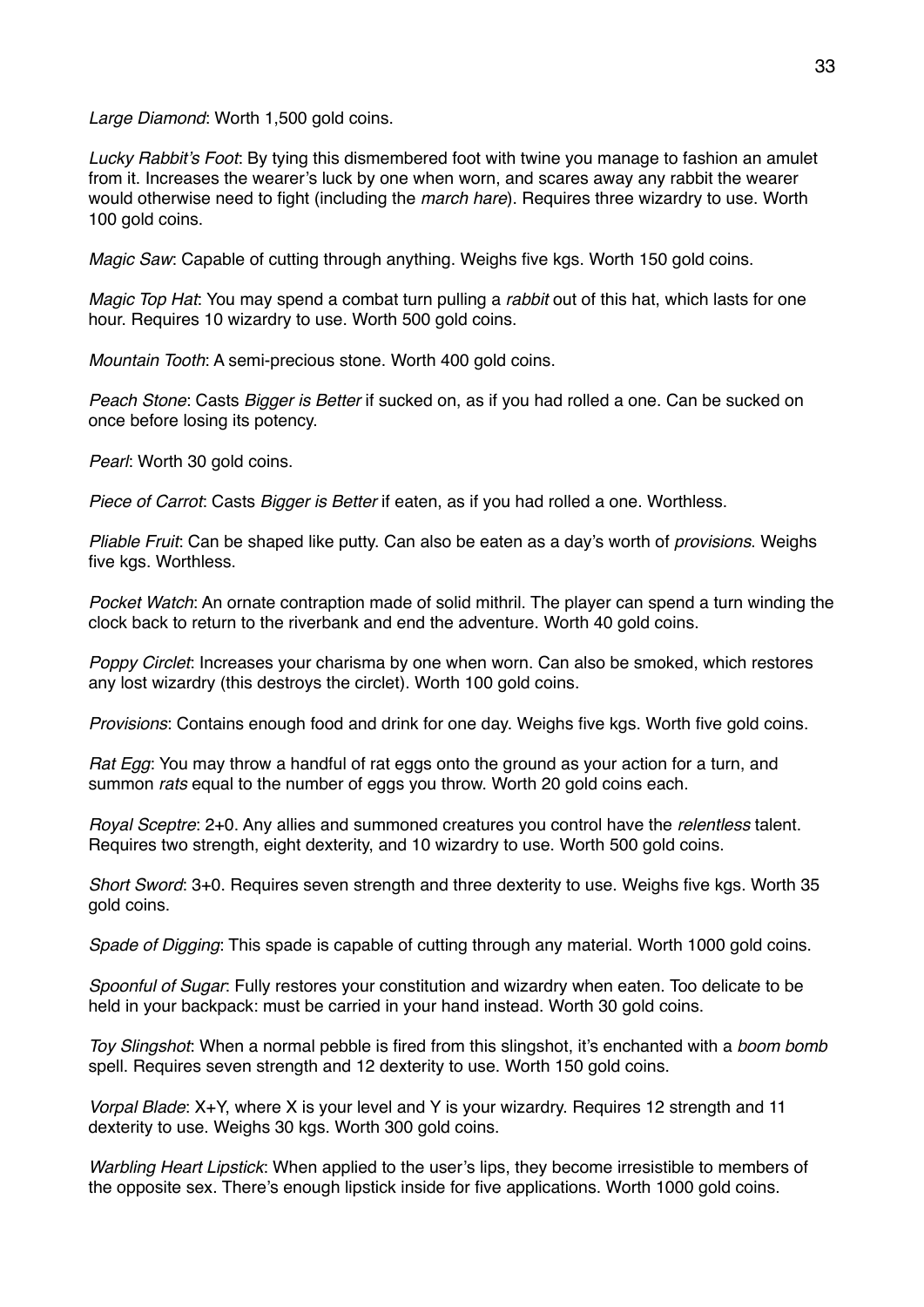*Large Diamond*: Worth 1,500 gold coins.

*Lucky Rabbit's Foot*: By tying this dismembered foot with twine you manage to fashion an amulet from it. Increases the wearer's luck by one when worn, and scares away any rabbit the wearer would otherwise need to fight (including the *march hare*). Requires three wizardry to use. Worth 100 gold coins.

*Magic Saw*: Capable of cutting through anything. Weighs five kgs. Worth 150 gold coins.

*Magic Top Hat*: You may spend a combat turn pulling a *rabbit* out of this hat, which lasts for one hour. Requires 10 wizardry to use. Worth 500 gold coins.

*Mountain Tooth*: A semi-precious stone. Worth 400 gold coins.

*Peach Stone*: Casts *Bigger is Better* if sucked on, as if you had rolled a one. Can be sucked on once before losing its potency.

*Pearl*: Worth 30 gold coins.

*Piece of Carrot*: Casts *Bigger is Better* if eaten, as if you had rolled a one. Worthless.

*Pliable Fruit*: Can be shaped like putty. Can also be eaten as a day's worth of *provisions*. Weighs five kgs. Worthless.

*Pocket Watch*: An ornate contraption made of solid mithril. The player can spend a turn winding the clock back to return to the riverbank and end the adventure. Worth 40 gold coins.

*Poppy Circlet*: Increases your charisma by one when worn. Can also be smoked, which restores any lost wizardry (this destroys the circlet). Worth 100 gold coins.

*Provisions*: Contains enough food and drink for one day. Weighs five kgs. Worth five gold coins.

*Rat Egg*: You may throw a handful of rat eggs onto the ground as your action for a turn, and summon *rats* equal to the number of eggs you throw. Worth 20 gold coins each.

*Royal Sceptre*: 2+0. Any allies and summoned creatures you control have the *relentless* talent. Requires two strength, eight dexterity, and 10 wizardry to use. Worth 500 gold coins.

*Short Sword*: 3+0. Requires seven strength and three dexterity to use. Weighs five kgs. Worth 35 gold coins.

*Spade of Digging*: This spade is capable of cutting through any material. Worth 1000 gold coins.

*Spoonful of Sugar*: Fully restores your constitution and wizardry when eaten. Too delicate to be held in your backpack: must be carried in your hand instead. Worth 30 gold coins.

*Toy Slingshot*: When a normal pebble is fired from this slingshot, it's enchanted with a *boom bomb* spell. Requires seven strength and 12 dexterity to use. Worth 150 gold coins.

*Vorpal Blade*: X+Y, where X is your level and Y is your wizardry. Requires 12 strength and 11 dexterity to use. Weighs 30 kgs. Worth 300 gold coins.

*Warbling Heart Lipstick*: When applied to the user's lips, they become irresistible to members of the opposite sex. There's enough lipstick inside for five applications. Worth 1000 gold coins.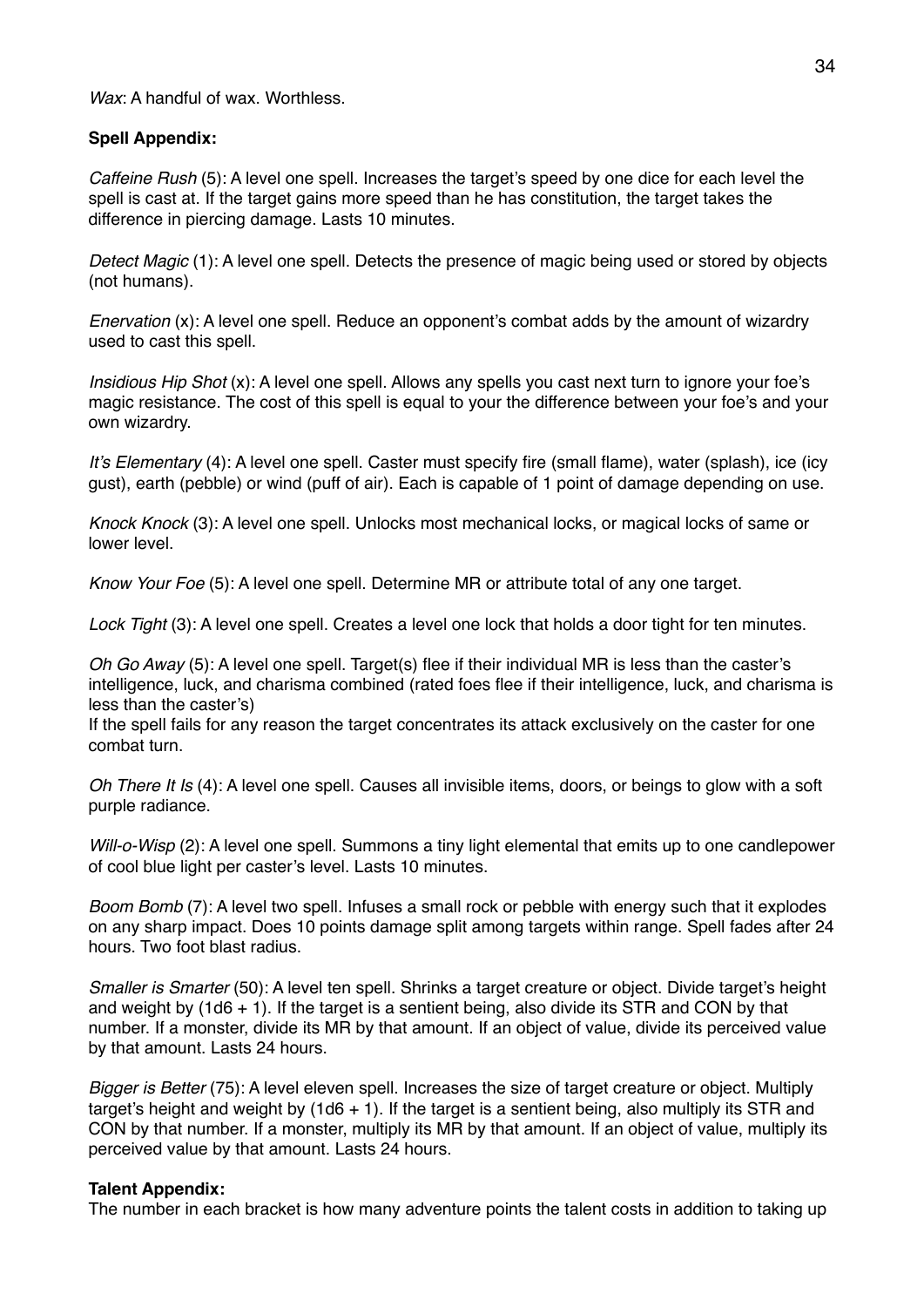*Wax*: A handful of wax. Worthless.

**Spell Appendix:**

*Caffeine Rush* (5): A level one spell. Increases the target's speed by one dice for each level the spell is cast at. If the target gains more speed than he has constitution, the target takes the difference in piercing damage. Lasts 10 minutes.

*Detect Magic* (1): A level one spell. Detects the presence of magic being used or stored by objects (not humans).

*Enervation* (x): A level one spell. Reduce an opponent's combat adds by the amount of wizardry used to cast this spell.

*Insidious Hip Shot* (x): A level one spell. Allows any spells you cast next turn to ignore your foe's magic resistance. The cost of this spell is equal to your the difference between your foe's and your own wizardry.

*It's Elementary* (4): A level one spell. Caster must specify fire (small flame), water (splash), ice (icy gust), earth (pebble) or wind (puff of air). Each is capable of 1 point of damage depending on use.

*Knock Knock* (3): A level one spell. Unlocks most mechanical locks, or magical locks of same or lower level.

*Know Your Foe* (5): A level one spell. Determine MR or attribute total of any one target.

*Lock Tight* (3): A level one spell. Creates a level one lock that holds a door tight for ten minutes.

*Oh Go Away* (5): A level one spell. Target(s) flee if their individual MR is less than the caster's intelligence, luck, and charisma combined (rated foes flee if their intelligence, luck, and charisma is less than the caster's)
If the spell fails for any reason the target concentrates its attack exclusively on the caster for one combat turn.

*Oh There It Is* (4): A level one spell. Causes all invisible items, doors, or beings to glow with a soft purple radiance.

*Will-o-Wisp* (2): A level one spell. Summons a tiny light elemental that emits up to one candlepower of cool blue light per caster's level. Lasts 10 minutes.

*Boom Bomb* (7): A level two spell. Infuses a small rock or pebble with energy such that it explodes on any sharp impact. Does 10 points damage split among targets within range. Spell fades after 24 hours. Two foot blast radius.

*Smaller is Smarter* (50): A level ten spell. Shrinks a target creature or object. Divide target's height and weight by (1d6 + 1). If the target is a sentient being, also divide its STR and CON by that number. If a monster, divide its MR by that amount. If an object of value, divide its perceived value by that amount. Lasts 24 hours.

*Bigger is Better* (75): A level eleven spell. Increases the size of target creature or object. Multiply target's height and weight by (1d6 + 1). If the target is a sentient being, also multiply its STR and CON by that number. If a monster, multiply its MR by that amount. If an object of value, multiply its perceived value by that amount. Lasts 24 hours.

**Talent Appendix:**

The number in each bracket is how many adventure points the talent costs in addition to taking up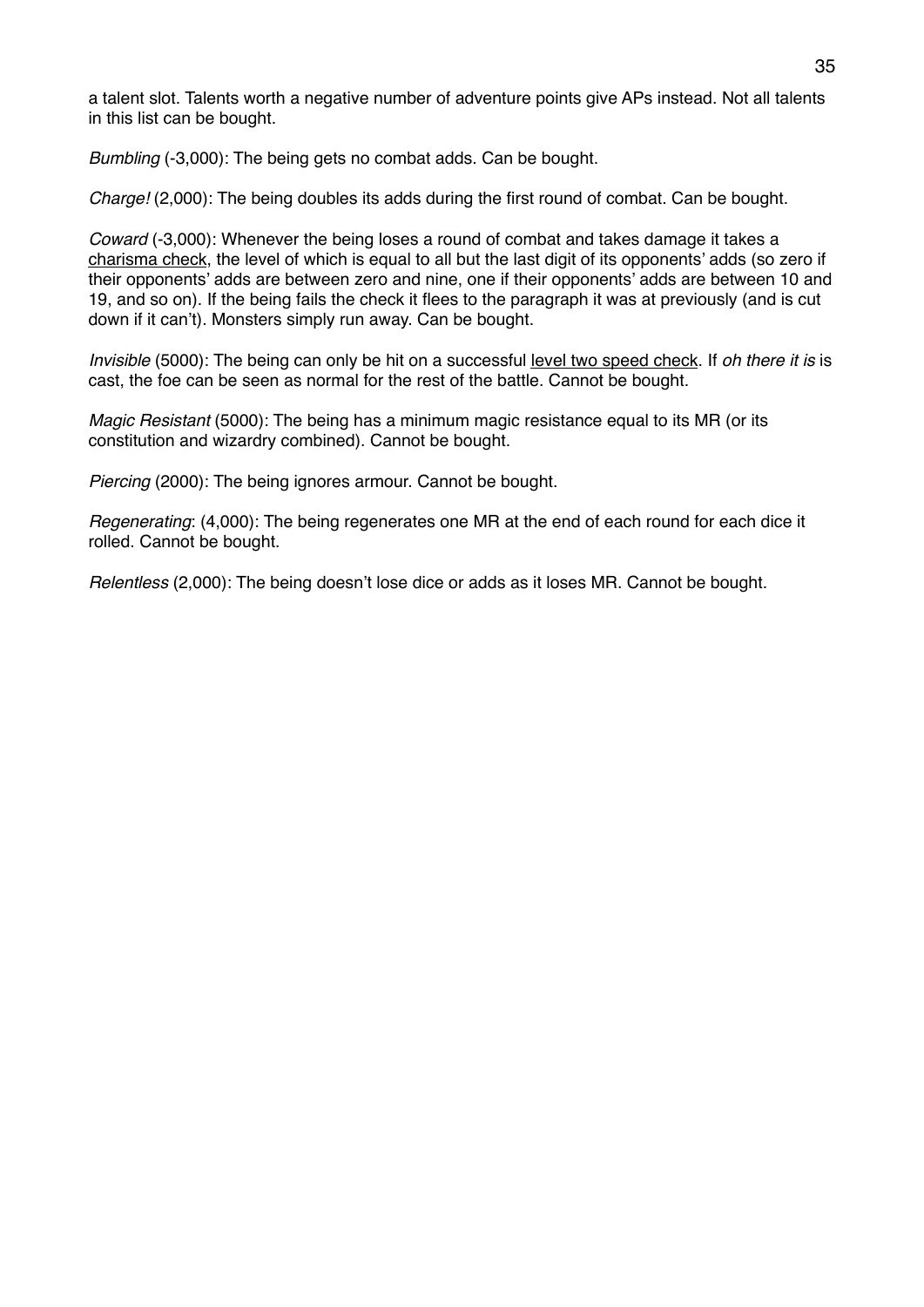a talent slot. Talents worth a negative number of adventure points give APs instead. Not all talents in this list can be bought.

*Bumbling* (-3,000): The being gets no combat adds. Can be bought.

*Charge!* (2,000): The being doubles its adds during the first round of combat. Can be bought.

*Coward* (-3,000): Whenever the being loses a round of combat and takes damage it takes a charisma check, the level of which is equal to all but the last digit of its opponents' adds (so zero if their opponents' adds are between zero and nine, one if their opponents' adds are between 10 and 19, and so on). If the being fails the check it flees to the paragraph it was at previously (and is cut down if it can't). Monsters simply run away. Can be bought.

*Invisible* (5000): The being can only be hit on a successful level two speed check. If *oh there it is* is cast, the foe can be seen as normal for the rest of the battle. Cannot be bought.

*Magic Resistant* (5000): The being has a minimum magic resistance equal to its MR (or its constitution and wizardry combined). Cannot be bought.

*Piercing* (2000): The being ignores armour. Cannot be bought.

*Regenerating*: (4,000): The being regenerates one MR at the end of each round for each dice it rolled. Cannot be bought.

*Relentless* (2,000): The being doesn't lose dice or adds as it loses MR. Cannot be bought.